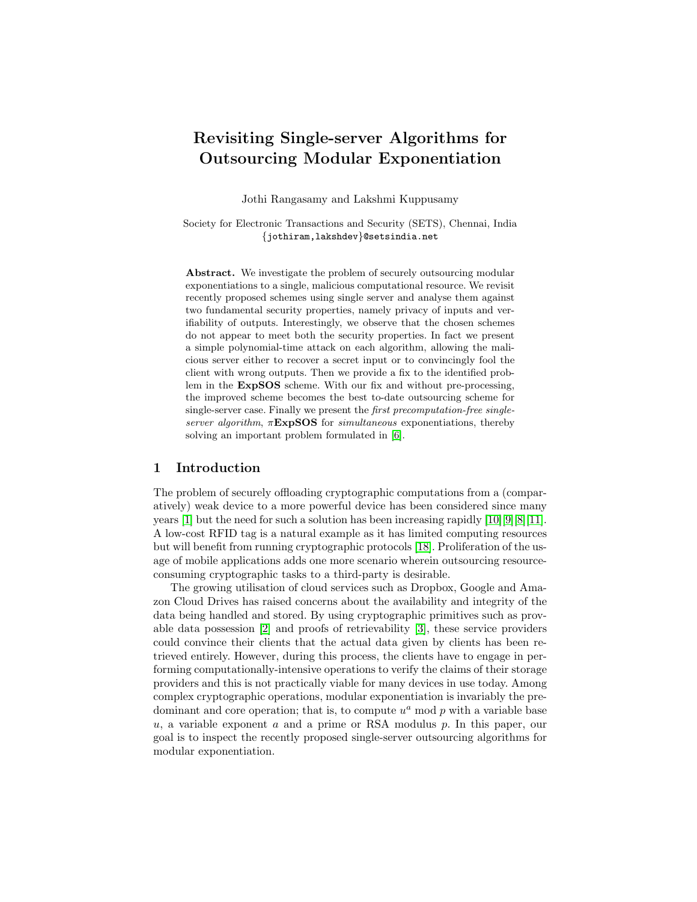# Revisiting Single-server Algorithms for Outsourcing Modular Exponentiation

Jothi Rangasamy and Lakshmi Kuppusamy

Society for Electronic Transactions and Security (SETS), Chennai, India
{jothiram,lakshdev}@setsindia.net

**Abstract.** We investigate the problem of securely outsourcing modular exponentiations to a single, malicious computational resource. We revisit recently proposed schemes using single server and analyse them against two fundamental security properties, namely privacy of inputs and verifiability of outputs. Interestingly, we observe that the chosen schemes do not appear to meet both the security properties. In fact we present a simple polynomial-time attack on each algorithm, allowing the malicious server either to recover a secret input or to convincingly fool the client with wrong outputs. Then we provide a fix to the identified problem in the **ExpSOS** scheme. With our fix and without pre-processing, the improved scheme becomes the best to-date outsourcing scheme for single-server case. Finally we present the *first precomputation-free single-server algorithm*, $\pi$**ExpSOS** for *simultaneous* exponentiations, thereby solving an important problem formulated in [6].

## 1 Introduction

The problem of securely offloading cryptographic computations from a (comparatively) weak device to a more powerful device has been considered since many years [1] but the need for such a solution has been increasing rapidly [10][9][8][11]. A low-cost RFID tag is a natural example as it has limited computing resources but will benefit from running cryptographic protocols [18]. Proliferation of the usage of mobile applications adds one more scenario wherein outsourcing resource-consuming cryptographic tasks to a third-party is desirable.

The growing utilisation of cloud services such as Dropbox, Google and Amazon Cloud Drives has raised concerns about the availability and integrity of the data being handled and stored. By using cryptographic primitives such as provable data possession [2] and proofs of retrievability [3], these service providers could convince their clients that the actual data given by clients has been retrieved entirely. However, during this process, the clients have to engage in performing computationally-intensive operations to verify the claims of their storage providers and this is not practically viable for many devices in use today. Among complex cryptographic operations, modular exponentiation is invariably the predominant and core operation; that is, to compute $u^a \bmod p$ with a variable base $u$, a variable exponent $a$ and a prime or RSA modulus $p$. In this paper, our goal is to inspect the recently proposed single-server outsourcing algorithms for modular exponentiation.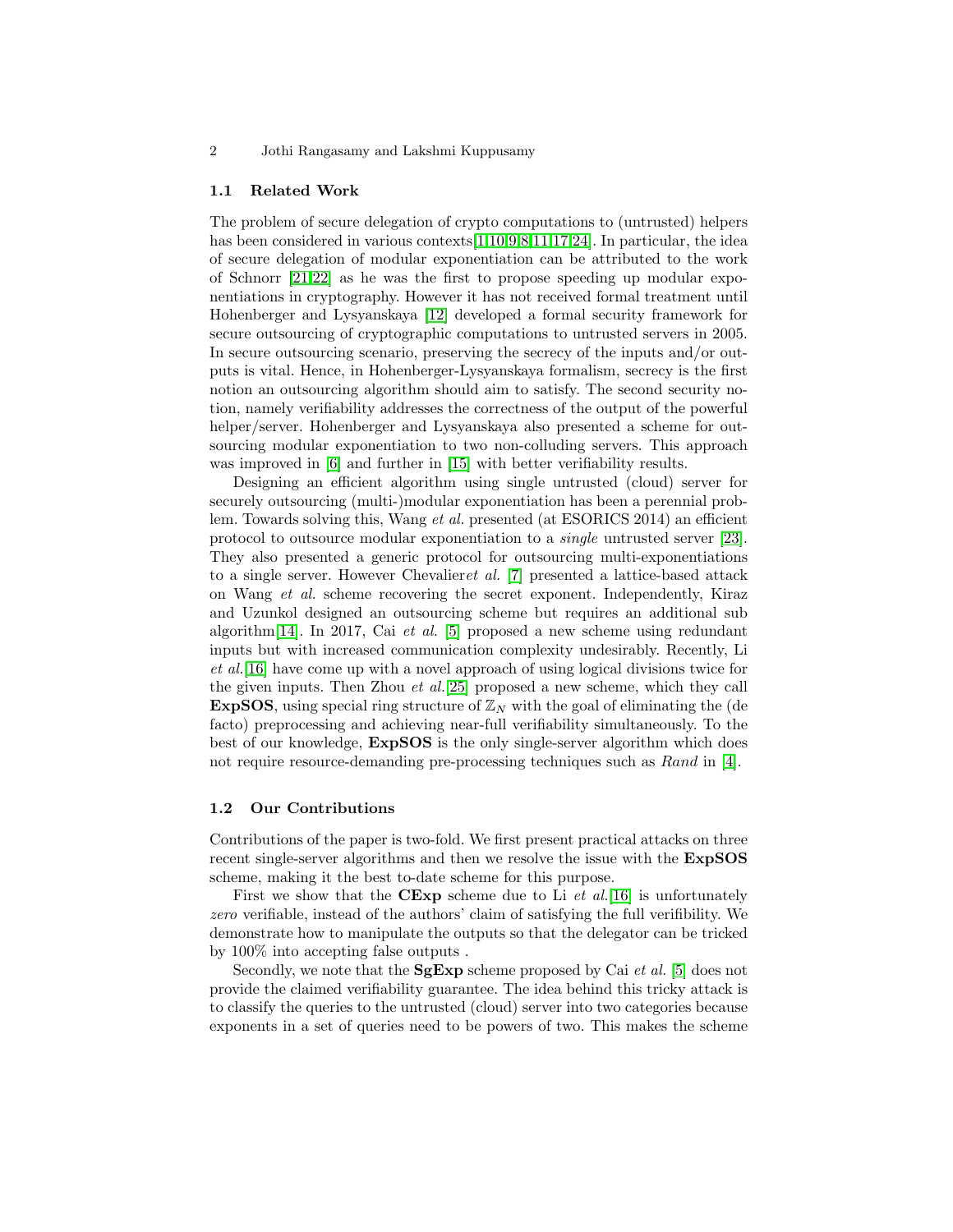### 1.1 Related Work

The problem of secure delegation of crypto computations to (untrusted) helpers has been considered in various contexts[1,10,9,8,11,17,24]. In particular, the idea of secure delegation of modular exponentiation can be attributed to the work of Schnorr [21,22] as he was the first to propose speeding up modular exponentiations in cryptography. However it has not received formal treatment until Hohenberger and Lysyanskaya [12] developed a formal security framework for secure outsourcing of cryptographic computations to untrusted servers in 2005. In secure outsourcing scenario, preserving the secrecy of the inputs and/or outputs is vital. Hence, in Hohenberger-Lysyanskaya formalism, secrecy is the first notion an outsourcing algorithm should aim to satisfy. The second security notion, namely verifiability addresses the correctness of the output of the powerful helper/server. Hohenberger and Lysyanskaya also presented a scheme for outsourcing modular exponentiation to two non-colluding servers. This approach was improved in [6] and further in [15] with better verifiability results.

Designing an efficient algorithm using single untrusted (cloud) server for securely outsourcing (multi-)modular exponentiation has been a perennial problem. Towards solving this, Wang *et al.* presented (at ESORICS 2014) an efficient protocol to outsource modular exponentiation to a *single* untrusted server [23]. They also presented a generic protocol for outsourcing multi-exponentiations to a single server. However Chevalier*et al.* [7] presented a lattice-based attack on Wang *et al.* scheme recovering the secret exponent. Independently, Kiraz and Uzunkol designed an outsourcing scheme but requires an additional sub algorithm[14]. In 2017, Cai *et al.* [5] proposed a new scheme using redundant inputs but with increased communication complexity undesirably. Recently, Li *et al.*[16] have come up with a novel approach of using logical divisions twice for the given inputs. Then Zhou *et al.*[25] proposed a new scheme, which they call **ExpSOS**, using special ring structure of $\mathbb{Z}_N$ with the goal of eliminating the (de facto) preprocessing and achieving near-full verifiability simultaneously. To the best of our knowledge, **ExpSOS** is the only single-server algorithm which does not require resource-demanding pre-processing techniques such as *Rand* in [4].

### 1.2 Our Contributions

Contributions of the paper is two-fold. We first present practical attacks on three recent single-server algorithms and then we resolve the issue with the **ExpSOS** scheme, making it the best to-date scheme for this purpose.

First we show that the **CExp** scheme due to Li *et al.*[16] is unfortunately *zero* verifiable, instead of the authors' claim of satisfying the full verifibility. We demonstrate how to manipulate the outputs so that the delegator can be tricked by 100% into accepting false outputs .

Secondly, we note that the **SgExp** scheme proposed by Cai *et al.* [5] does not provide the claimed verifiability guarantee. The idea behind this tricky attack is to classify the queries to the untrusted (cloud) server into two categories because exponents in a set of queries need to be powers of two. This makes the scheme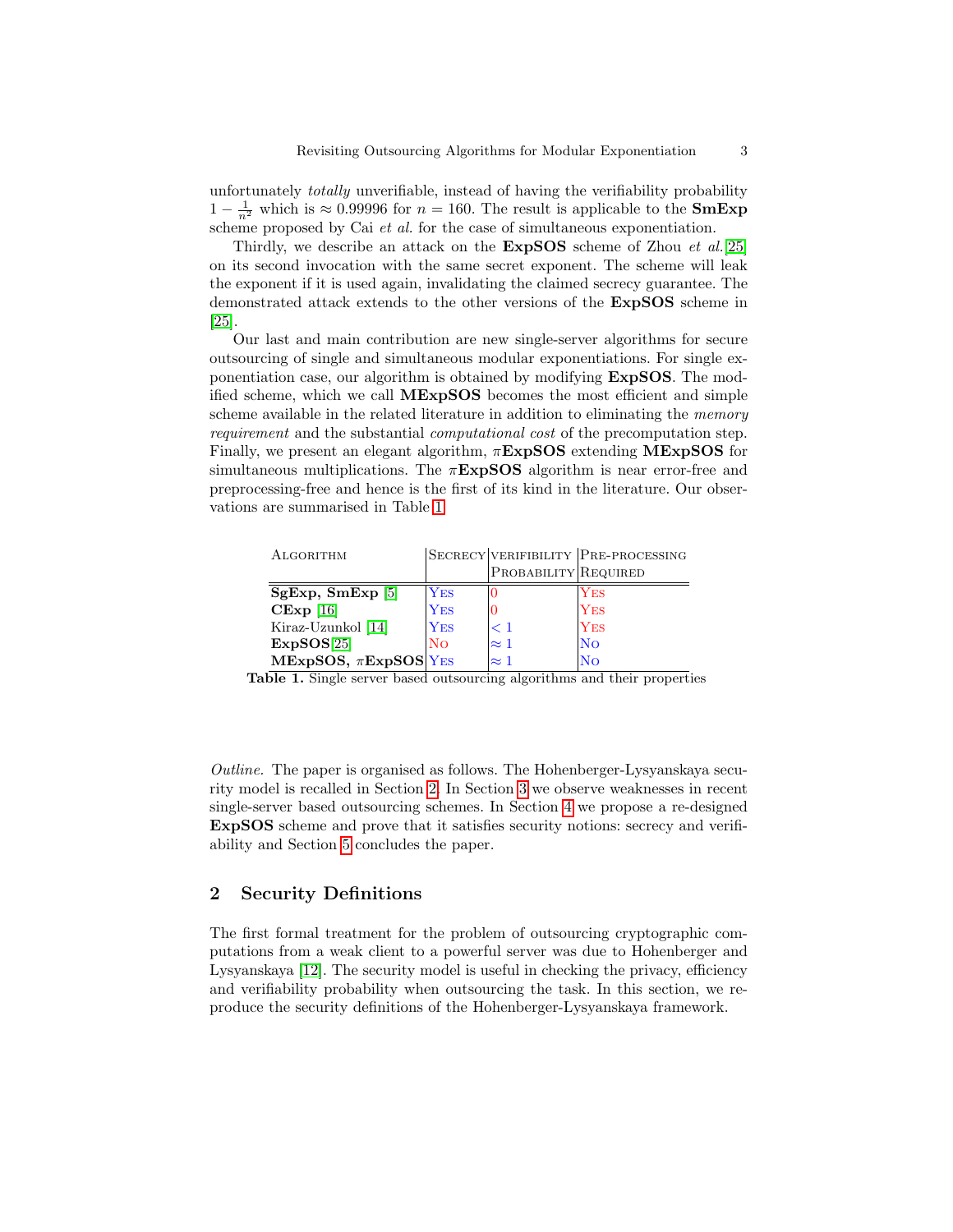unfortunately *totally* unverifiable, instead of having the verifiability probability $1 - \frac{1}{n^2}$ which is $\approx 0.99996$ for $n = 160$. The result is applicable to the **SmExp** scheme proposed by Cai *et al.* for the case of simultaneous exponentiation.

Thirdly, we describe an attack on the **ExpSOS** scheme of Zhou *et al.* [25] on its second invocation with the same secret exponent. The scheme will leak the exponent if it is used again, invalidating the claimed secrecy guarantee. The demonstrated attack extends to the other versions of the **ExpSOS** scheme in [25].

Our last and main contribution are new single-server algorithms for secure outsourcing of single and simultaneous modular exponentiations. For single exponentiation case, our algorithm is obtained by modifying **ExpSOS**. The modified scheme, which we call **MExpSOS** becomes the most efficient and simple scheme available in the related literature in addition to eliminating the *memory requirement* and the substantial *computational cost* of the precomputation step. Finally, we present an elegant algorithm, $\pi$**ExpSOS** extending **MExpSOS** for simultaneous multiplications. The $\pi$**ExpSOS** algorithm is near error-free and preprocessing-free and hence is the first of its kind in the literature. Our observations are summarised in Table 1.

| Algorithm | Secrecy | Verifiability Probability | Pre-processing Required |
|---|---|---|---|
| **SgExp, SmExp** [5] | Yes | 0 | Yes |
| **CExp** [16] | Yes | 0 | Yes |
| Kiraz-Uzunkol [14] | Yes | $< 1$ | Yes |
| **ExpSOS** [25] | No | $\approx 1$ | No |
| **MExpSOS**, $\pi$**ExpSOS** | Yes | $\approx 1$ | No |

**Table 1.** Single server based outsourcing algorithms and their properties

*Outline.* The paper is organised as follows. The Hohenberger-Lysyanskaya security model is recalled in Section 2. In Section 3 we observe weaknesses in recent single-server based outsourcing schemes. In Section 4 we propose a re-designed **ExpSOS** scheme and prove that it satisfies security notions: secrecy and verifiability and Section 5 concludes the paper.

## 2 Security Definitions

The first formal treatment for the problem of outsourcing cryptographic computations from a weak client to a powerful server was due to Hohenberger and Lysyanskaya [12]. The security model is useful in checking the privacy, efficiency and verifiability probability when outsourcing the task. In this section, we reproduce the security definitions of the Hohenberger-Lysyanskaya framework.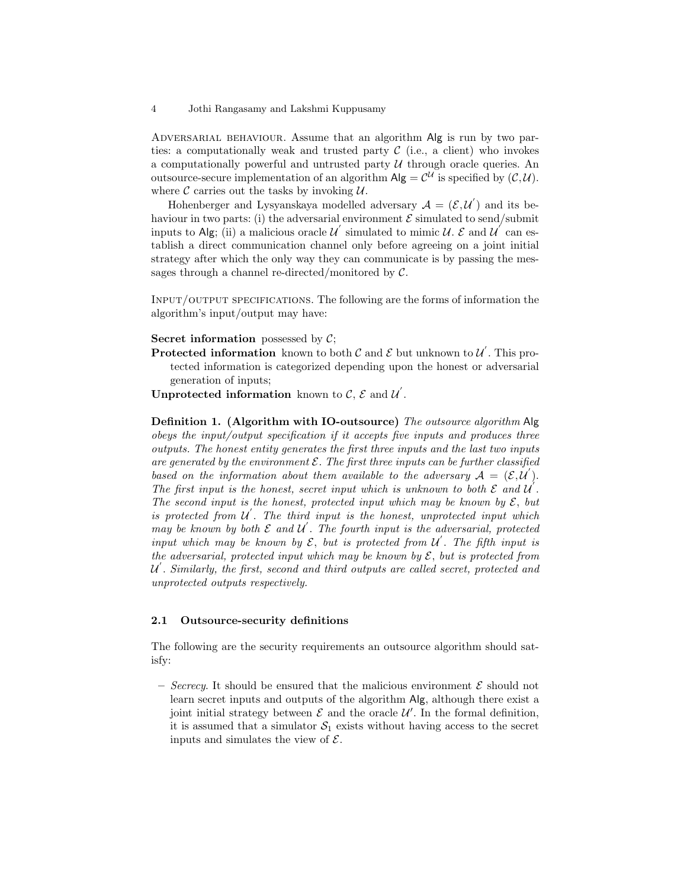Adversarial behaviour. Assume that an algorithm Alg is run by two parties: a computationally weak and trusted party $\mathcal{C}$ (i.e., a client) who invokes a computationally powerful and untrusted party $\mathcal{U}$ through oracle queries. An outsource-secure implementation of an algorithm $\mathsf{Alg} = \mathcal{C}^{\mathcal{U}}$ is specified by $(\mathcal{C},\mathcal{U})$. where $\mathcal{C}$ carries out the tasks by invoking $\mathcal{U}$.

Hohenberger and Lysyanskaya modelled adversary $\mathcal{A} = (\mathcal{E},\mathcal{U}')$ and its behaviour in two parts: (i) the adversarial environment $\mathcal{E}$ simulated to send/submit inputs to Alg; (ii) a malicious oracle $\mathcal{U}'$ simulated to mimic $\mathcal{U}$. $\mathcal{E}$ and $\mathcal{U}'$ can establish a direct communication channel only before agreeing on a joint initial strategy after which the only way they can communicate is by passing the messages through a channel re-directed/monitored by $\mathcal{C}$.

Input/output specifications. The following are the forms of information the algorithm's input/output may have:

**Secret information** possessed by $\mathcal{C}$;

**Protected information** known to both $\mathcal{C}$ and $\mathcal{E}$ but unknown to $\mathcal{U}'$. This protected information is categorized depending upon the honest or adversarial generation of inputs;

**Unprotected information** known to $\mathcal{C}$, $\mathcal{E}$ and $\mathcal{U}'$.

**Definition 1. (Algorithm with IO-outsource)** *The outsource algorithm* Alg *obeys the input/output specification if it accepts five inputs and produces three outputs. The honest entity generates the first three inputs and the last two inputs are generated by the environment $\mathcal{E}$. The first three inputs can be further classified based on the information about them available to the adversary $\mathcal{A} = (\mathcal{E},\mathcal{U}')$. The first input is the honest, secret input which is unknown to both $\mathcal{E}$ and $\mathcal{U}'$. The second input is the honest, protected input which may be known by $\mathcal{E}$, but is protected from $\mathcal{U}'$. The third input is the honest, unprotected input which may be known by both $\mathcal{E}$ and $\mathcal{U}'$. The fourth input is the adversarial, protected input which may be known by $\mathcal{E}$, but is protected from $\mathcal{U}'$. The fifth input is the adversarial, protected input which may be known by $\mathcal{E}$, but is protected from $\mathcal{U}'$. Similarly, the first, second and third outputs are called secret, protected and unprotected outputs respectively.*

### 2.1 Outsource-security definitions

The following are the security requirements an outsource algorithm should satisfy:

- *Secrecy*. It should be ensured that the malicious environment $\mathcal{E}$ should not learn secret inputs and outputs of the algorithm Alg, although there exist a joint initial strategy between $\mathcal{E}$ and the oracle $\mathcal{U}'$. In the formal definition, it is assumed that a simulator $\mathcal{S}_1$ exists without having access to the secret inputs and simulates the view of $\mathcal{E}$.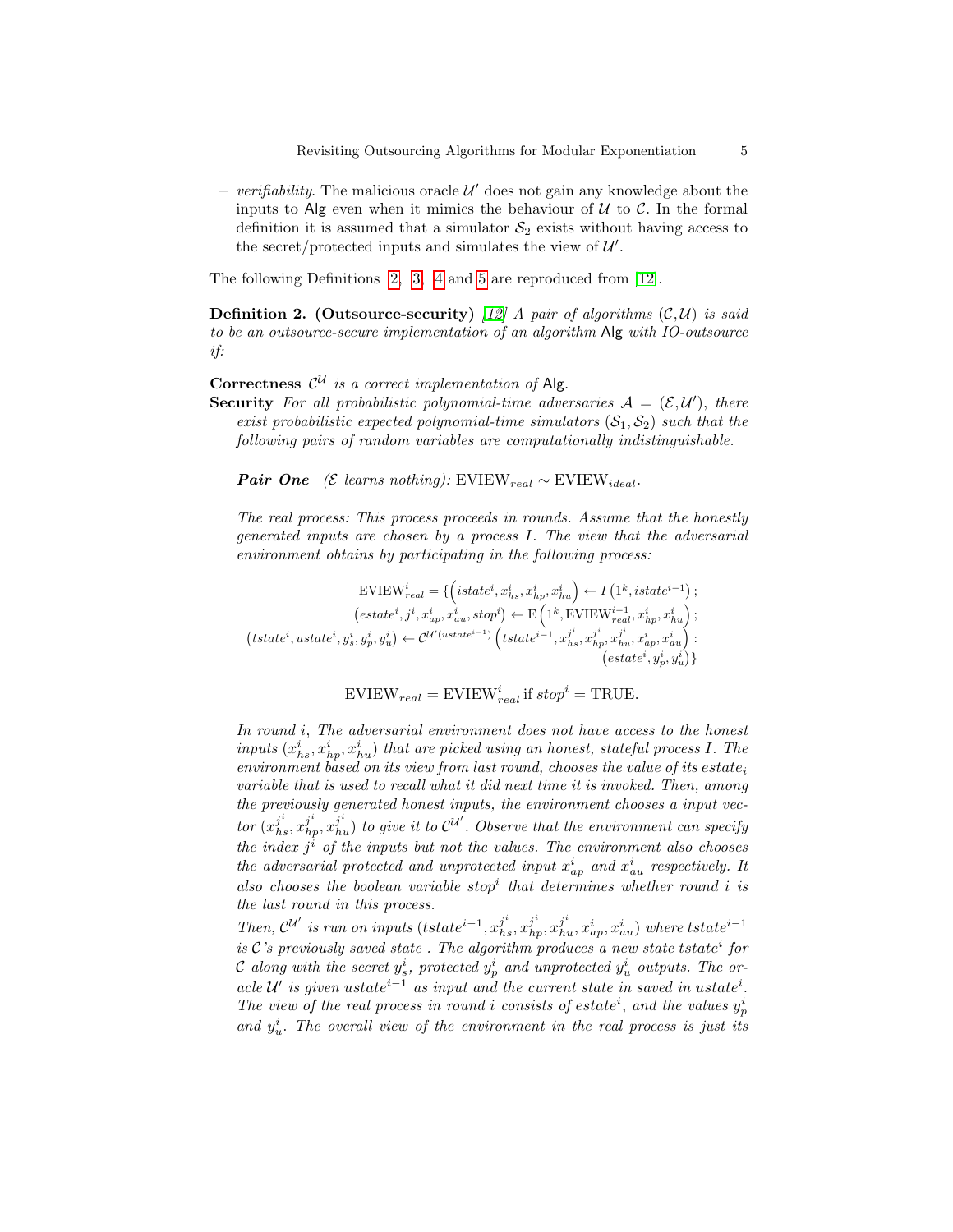– *verifiability*. The malicious oracle $\mathcal{U}'$ does not gain any knowledge about the inputs to Alg even when it mimics the behaviour of $\mathcal{U}$ to $\mathcal{C}$. In the formal definition it is assumed that a simulator $\mathcal{S}_2$ exists without having access to the secret/protected inputs and simulates the view of $\mathcal{U}'$.

The following Definitions 2, 3, 4 and 5 are reproduced from [12].

**Definition 2. (Outsource-security)** [12] *A pair of algorithms* $(\mathcal{C},\mathcal{U})$ *is said to be an outsource-secure implementation of an algorithm* Alg *with IO-outsource if:*

**Correctness** $\mathcal{C}^{\mathcal{U}}$ *is a correct implementation of* Alg.

**Security** *For all probabilistic polynomial-time adversaries* $\mathcal{A} = (\mathcal{E},\mathcal{U}')$*, there exist probabilistic expected polynomial-time simulators* $(\mathcal{S}_1,\mathcal{S}_2)$ *such that the following pairs of random variables are computationally indistinguishable.*

***Pair One*** *($\mathcal{E}$ learns nothing):* $\text{EVIEW}_{real} \sim \text{EVIEW}_{ideal}$.

*The real process: This process proceeds in rounds. Assume that the honestly generated inputs are chosen by a process $I$. The view that the adversarial environment obtains by participating in the following process:*

$$\text{EVIEW}^i_{real} = \{\left(istate^i, x^i_{hs}, x^i_{hp}, x^i_{hu}\right) \leftarrow I\left(1^k, istate^{i-1}\right);$$
$$\left(estate^i, j^i, x^i_{ap}, x^i_{au}, stop^i\right) \leftarrow \text{E}\left(1^k, \text{EVIEW}^{i-1}_{real}, x^i_{hp}, x^i_{hu}\right);$$
$$\left(tstate^i, ustate^i, y^i_s, y^i_p, y^i_u\right) \leftarrow \mathcal{C}^{\mathcal{U}'(ustate^{i-1})}\left(tstate^{i-1}, x^{j^i}_{hs}, x^{j^i}_{hp}, x^{j^i}_{hu}, x^i_{ap}, x^i_{au}\right): \left(estate^i, y^i_p, y^i_u\right)\}$$

$$\text{EVIEW}_{real} = \text{EVIEW}^i_{real} \text{ if } stop^i = \text{TRUE}.$$

*In round $i$, The adversarial environment does not have access to the honest inputs $(x^i_{hs}, x^i_{hp}, x^i_{hu})$ that are picked using an honest, stateful process $I$. The environment based on its view from last round, chooses the value of its $estate_i$ variable that is used to recall what it did next time it is invoked. Then, among the previously generated honest inputs, the environment chooses a input vector $(x^{j^i}_{hs}, x^{j^i}_{hp}, x^{j^i}_{hu})$ to give it to $\mathcal{C}^{\mathcal{U}'}$. Observe that the environment can specify the index $j^i$ of the inputs but not the values. The environment also chooses the adversarial protected and unprotected input $x^i_{ap}$ and $x^i_{au}$ respectively. It also chooses the boolean variable $stop^i$ that determines whether round $i$ is the last round in this process.*

*Then, $\mathcal{C}^{\mathcal{U}'}$ is run on inputs $(tstate^{i-1}, x^{j^i}_{hs}, x^{j^i}_{hp}, x^{j^i}_{hu}, x^i_{ap}, x^i_{au})$ where $tstate^{i-1}$ is $\mathcal{C}$'s previously saved state . The algorithm produces a new state $tstate^i$ for $\mathcal{C}$ along with the secret $y^i_s$, protected $y^i_p$ and unprotected $y^i_u$ outputs. The oracle $\mathcal{U}'$ is given $ustate^{i-1}$ as input and the current state in saved in $ustate^i$. The view of the real process in round $i$ consists of $estate^i$, and the values $y^i_p$ and $y^i_u$. The overall view of the environment in the real process is just its*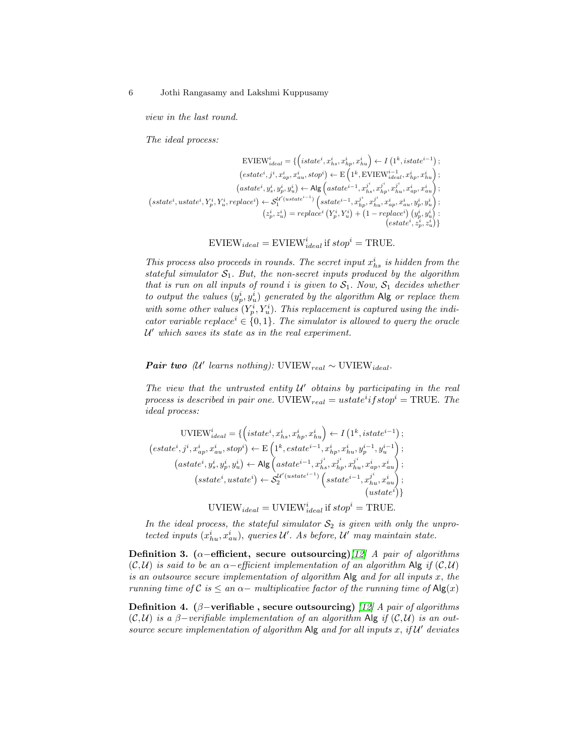*view in the last round.*

*The ideal process:*

$$
\begin{aligned}
\text{EVIEW}^i_{ideal} = \{ & \left(istate^i, x^i_{hs}, x^i_{hp}, x^i_{hu}\right) \leftarrow I\left(1^k, istate^{i-1}\right); \\
& \left(estate^i, j^i, x^i_{ap}, x^i_{au}, stop^i\right) \leftarrow \text{E}\left(1^k, \text{EVIEW}^{i-1}_{ideal}, x^i_{hp}, x^i_{hu}\right); \\
& \left(astate^i, y^i_s, y^i_p, y^i_u\right) \leftarrow \mathsf{Alg}\left(astate^{i-1}, x^{j^i}_{hs}, x^{j^i}_{hp}, x^{j^i}_{hu}, x^i_{ap}, x^i_{au}\right); \\
\left(sstate^i, ustate^i, Y^i_p, Y^i_u, replace^i\right) \leftarrow & \ \mathcal{S}_1^{\mathcal{U}'(ustate^{i-1})}\left(sstate^{i-1}, x^{j^i}_{hp}, x^{j^i}_{hu}, x^i_{ap}, x^i_{au}, y^i_p, y^i_u\right); \\
& \left(z^i_p, z^i_u\right) = replace^i\left(Y^i_p, Y^i_u\right) + \left(1 - replace^i\right)\left(y^i_p, y^i_u\right): \\
& \left(estate^i, z^i_p, z^i_u\right)\}
\end{aligned}
$$

$$\text{EVIEW}_{ideal} = \text{EVIEW}^i_{ideal} \text{ if } stop^i = \text{TRUE}.$$

*This process also proceeds in rounds. The secret input $x^i_{hs}$ is hidden from the stateful simulator $\mathcal{S}_1$. But, the non-secret inputs produced by the algorithm that is run on all inputs of round $i$ is given to $\mathcal{S}_1$. Now, $\mathcal{S}_1$ decides whether to output the values $(y^i_p, y^i_u)$ generated by the algorithm $\mathsf{Alg}$ or replace them with some other values $(Y^i_p, Y^i_u)$. This replacement is captured using the indicator variable $replace^i \in \{0,1\}$. The simulator is allowed to query the oracle $\mathcal{U}'$ which saves its state as in the real experiment.*

***Pair two*** *($\mathcal{U}'$ learns nothing):* $\text{UVIEW}_{real} \sim \text{UVIEW}_{ideal}$.

*The view that the untrusted entity $\mathcal{U}'$ obtains by participating in the real process is described in pair one.* $\text{UVIEW}_{real} = ustate^i if\, stop^i = \text{TRUE}$. *The ideal process:*

$$
\begin{aligned}
\text{UVIEW}^i_{ideal} = \{ & \left(istate^i, x^i_{hs}, x^i_{hp}, x^i_{hu}\right) \leftarrow I\left(1^k, istate^{i-1}\right); \\
\left(estate^i, j^i, x^i_{ap}, x^i_{au}, stop^i\right) \leftarrow & \ \text{E}\left(1^k, estate^{i-1}, x^i_{hp}, x^i_{hu}, y^{i-1}_p, y^{i-1}_u\right); \\
\left(astate^i, y^i_s, y^i_p, y^i_u\right) \leftarrow & \ \mathsf{Alg}\left(astate^{i-1}, x^{j^i}_{hs}, x^{j^i}_{hp}, x^{j^i}_{hu}, x^i_{ap}, x^i_{au}\right); \\
\left(sstate^i, ustate^i\right) \leftarrow & \ \mathcal{S}_2^{\mathcal{U}'(ustate^{i-1})}\left(sstate^{i-1}, x^{j^i}_{hu}, x^i_{au}\right); \\
& \left(ustate^i\right)\}
\end{aligned}
$$

$$\text{UVIEW}_{ideal} = \text{UVIEW}^i_{ideal} \text{ if } stop^i = \text{TRUE}.$$

*In the ideal process, the stateful simulator $\mathcal{S}_2$ is given with only the unprotected inputs $(x^i_{hu}, x^i_{au})$, queries $\mathcal{U}'$. As before, $\mathcal{U}'$ may maintain state.*

**Definition 3. ($\alpha-$efficient, secure outsourcing)**[12] *A pair of algorithms $(\mathcal{C},\mathcal{U})$ is said to be an $\alpha-$efficient implementation of an algorithm $\mathsf{Alg}$ if $(\mathcal{C},\mathcal{U})$ is an outsource secure implementation of algorithm $\mathsf{Alg}$ and for all inputs $x$, the running time of $\mathcal{C}$ is $\leq$ an $\alpha-$ multiplicative factor of the running time of $\mathsf{Alg}(x)$*

**Definition 4. ($\beta-$verifiable , secure outsourcing)** [12] *A pair of algorithms $(\mathcal{C},\mathcal{U})$ is a $\beta-$verifiable implementation of an algorithm $\mathsf{Alg}$ if $(\mathcal{C},\mathcal{U})$ is an outsource secure implementation of algorithm $\mathsf{Alg}$ and for all inputs $x$, if $\mathcal{U}'$ deviates*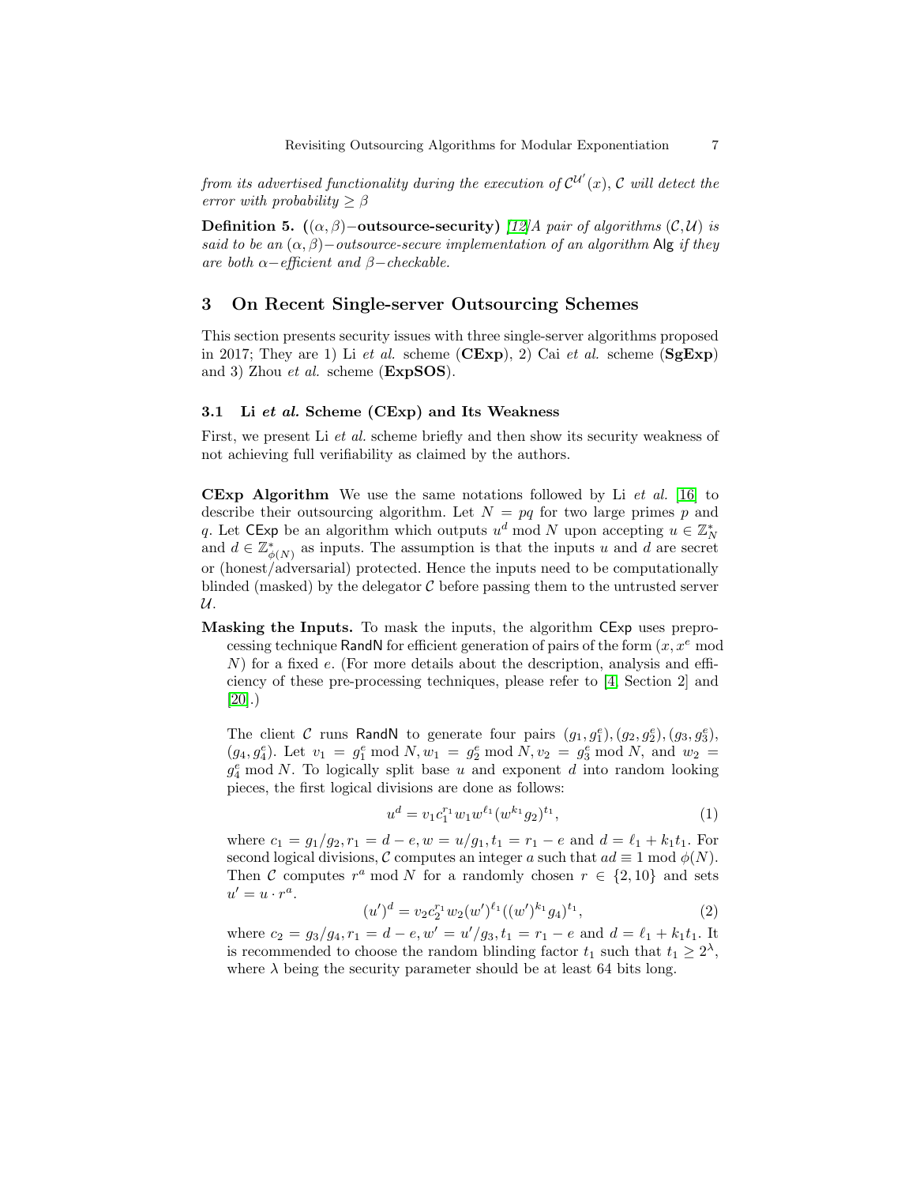*from its advertised functionality during the execution of* $\mathcal{C}^{\mathcal{U}'}(x)$*,* $\mathcal{C}$ *will detect the error with probability* $\geq \beta$

**Definition 5.** **($(\alpha, \beta)-$outsource-security)** [12] *A pair of algorithms* $(\mathcal{C}, \mathcal{U})$ *is said to be an* $(\alpha, \beta)-$*outsource-secure implementation of an algorithm* $\mathsf{Alg}$ *if they are both* $\alpha-$*efficient and* $\beta-$*checkable.*

## 3 On Recent Single-server Outsourcing Schemes

This section presents security issues with three single-server algorithms proposed in 2017; They are 1) Li *et al.* scheme (**CExp**), 2) Cai *et al.* scheme (**SgExp**) and 3) Zhou *et al.* scheme (**ExpSOS**).

### 3.1 Li *et al.* Scheme (CExp) and Its Weakness

First, we present Li *et al.* scheme briefly and then show its security weakness of not achieving full verifiability as claimed by the authors.

**CExp Algorithm** We use the same notations followed by Li *et al.* [16] to describe their outsourcing algorithm. Let $N = pq$ for two large primes $p$ and $q$. Let $\mathsf{CExp}$ be an algorithm which outputs $u^d \bmod N$ upon accepting $u \in \mathbb{Z}_N^*$ and $d \in \mathbb{Z}_{\phi(N)}^*$ as inputs. The assumption is that the inputs $u$ and $d$ are secret or (honest/adversarial) protected. Hence the inputs need to be computationally blinded (masked) by the delegator $\mathcal{C}$ before passing them to the untrusted server $\mathcal{U}$.

**Masking the Inputs.** To mask the inputs, the algorithm $\mathsf{CExp}$ uses preprocessing technique $\mathsf{RandN}$ for efficient generation of pairs of the form $(x, x^e \bmod N)$ for a fixed $e$. (For more details about the description, analysis and efficiency of these pre-processing techniques, please refer to [4, Section 2] and [20].)

The client $\mathcal{C}$ runs $\mathsf{RandN}$ to generate four pairs $(g_1, g_1^e), (g_2, g_2^e), (g_3, g_3^e), (g_4, g_4^e)$. Let $v_1 = g_1^e \bmod N, w_1 = g_2^e \bmod N, v_2 = g_3^e \bmod N$, and $w_2 = g_4^e \bmod N$. To logically split base $u$ and exponent $d$ into random looking pieces, the first logical divisions are done as follows:

$$u^d = v_1 c_1^{r_1} w_1 w^{\ell_1} (w^{k_1} g_2)^{t_1}, \tag{1}$$

where $c_1 = g_1/g_2, r_1 = d - e, w = u/g_1, t_1 = r_1 - e$ and $d = \ell_1 + k_1 t_1$. For second logical divisions, $\mathcal{C}$ computes an integer $a$ such that $ad \equiv 1 \bmod \phi(N)$. Then $\mathcal{C}$ computes $r^a \bmod N$ for a randomly chosen $r \in \{2, 10\}$ and sets $u' = u \cdot r^a$.

$$(u')^d = v_2 c_2^{r_1} w_2 (w')^{\ell_1} ((w')^{k_1} g_4)^{t_1}, \tag{2}$$

where $c_2 = g_3/g_4, r_1 = d - e, w' = u'/g_3, t_1 = r_1 - e$ and $d = \ell_1 + k_1 t_1$. It is recommended to choose the random blinding factor $t_1$ such that $t_1 \geq 2^\lambda$, where $\lambda$ being the security parameter should be at least 64 bits long.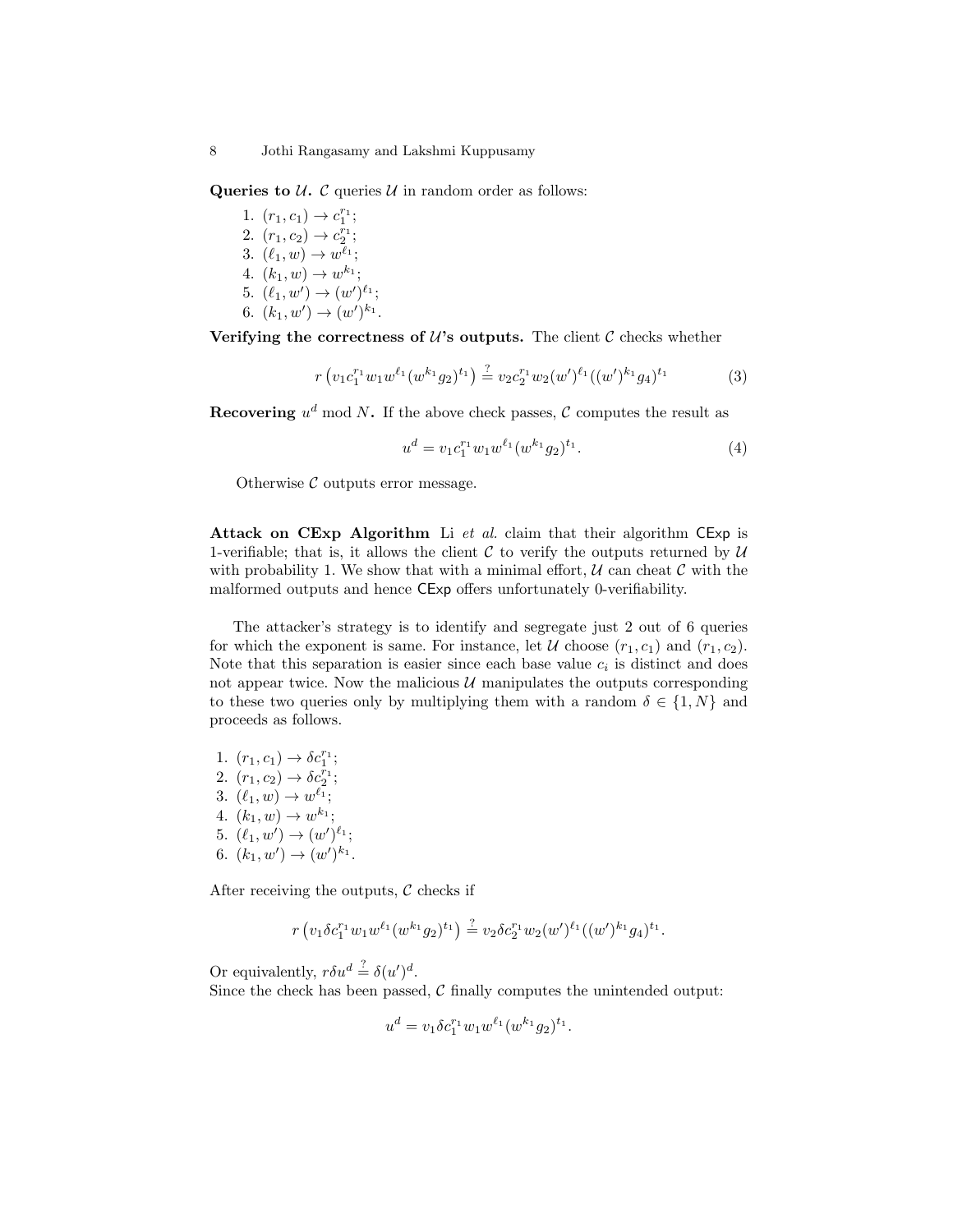**Queries to $\mathcal{U}$.** $\mathcal{C}$ queries $\mathcal{U}$ in random order as follows:

1. $(r_1, c_1) \to c_1^{r_1}$;
2. $(r_1, c_2) \to c_2^{r_1}$;
3. $(\ell_1, w) \to w^{\ell_1}$;
4. $(k_1, w) \to w^{k_1}$;
5. $(\ell_1, w') \to (w')^{\ell_1}$;
6. $(k_1, w') \to (w')^{k_1}$.

**Verifying the correctness of $\mathcal{U}$'s outputs.** The client $\mathcal{C}$ checks whether

$$r\left(v_1 c_1^{r_1} w_1 w^{\ell_1} (w^{k_1} g_2)^{t_1}\right) \stackrel{?}{=} v_2 c_2^{r_1} w_2 (w')^{\ell_1} ((w')^{k_1} g_4)^{t_1} \tag{3}$$

**Recovering $u^d \bmod N$.** If the above check passes, $\mathcal{C}$ computes the result as

$$u^d = v_1 c_1^{r_1} w_1 w^{\ell_1} (w^{k_1} g_2)^{t_1}. \tag{4}$$

Otherwise $\mathcal{C}$ outputs error message.

**Attack on CExp Algorithm** Li *et al.* claim that their algorithm $\mathsf{CExp}$ is 1-verifiable; that is, it allows the client $\mathcal{C}$ to verify the outputs returned by $\mathcal{U}$ with probability 1. We show that with a minimal effort, $\mathcal{U}$ can cheat $\mathcal{C}$ with the malformed outputs and hence $\mathsf{CExp}$ offers unfortunately 0-verifiability.

The attacker's strategy is to identify and segregate just 2 out of 6 queries for which the exponent is same. For instance, let $\mathcal{U}$ choose $(r_1, c_1)$ and $(r_1, c_2)$. Note that this separation is easier since each base value $c_i$ is distinct and does not appear twice. Now the malicious $\mathcal{U}$ manipulates the outputs corresponding to these two queries only by multiplying them with a random $\delta \in \{1, N\}$ and proceeds as follows.

1. $(r_1, c_1) \to \delta c_1^{r_1}$;
2. $(r_1, c_2) \to \delta c_2^{r_1}$;
3. $(\ell_1, w) \to w^{\ell_1}$;
4. $(k_1, w) \to w^{k_1}$;
5. $(\ell_1, w') \to (w')^{\ell_1}$;
6. $(k_1, w') \to (w')^{k_1}$.

After receiving the outputs, $\mathcal{C}$ checks if

$$r\left(v_1 \delta c_1^{r_1} w_1 w^{\ell_1} (w^{k_1} g_2)^{t_1}\right) \stackrel{?}{=} v_2 \delta c_2^{r_1} w_2 (w')^{\ell_1} ((w')^{k_1} g_4)^{t_1}.$$

Or equivalently, $r \delta u^d \stackrel{?}{=} \delta (u')^d$.
Since the check has been passed, $\mathcal{C}$ finally computes the unintended output:

$$u^d = v_1 \delta c_1^{r_1} w_1 w^{\ell_1} (w^{k_1} g_2)^{t_1}.$$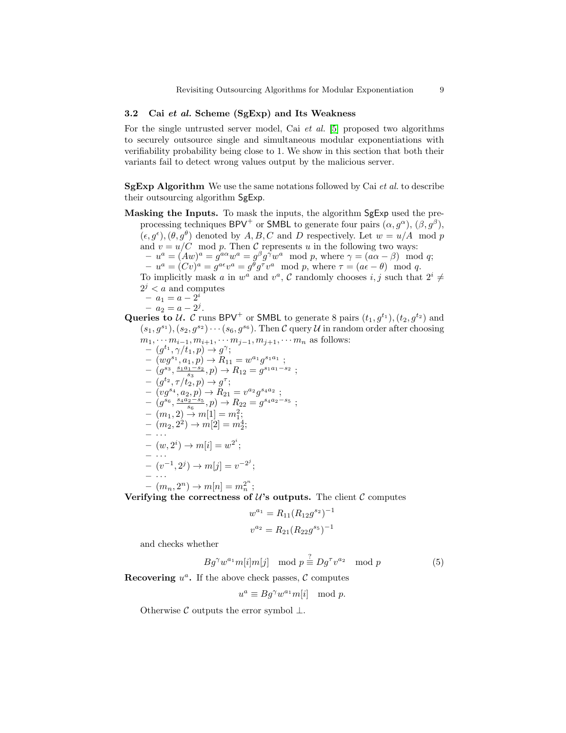### 3.2 Cai *et al.* Scheme (SgExp) and Its Weakness

For the single untrusted server model, Cai *et al.* [5] proposed two algorithms to securely outsource single and simultaneous modular exponentiations with verifiability probability being close to 1. We show in this section that both their variants fail to detect wrong values output by the malicious server.

**SgExp Algorithm** We use the same notations followed by Cai *et al.* to describe their outsourcing algorithm SgExp.

**Masking the Inputs.** To mask the inputs, the algorithm SgExp used the preprocessing techniques $\mathsf{BPV}^+$ or SMBL to generate four pairs $(\alpha, g^{\alpha})$, $(\beta, g^{\beta})$, $(\epsilon, g^{\epsilon})$, $(\theta, g^{\theta})$ denoted by $A, B, C$ and $D$ respectively. Let $w = u/A \mod p$ and $v = u/C \mod p$. Then $\mathcal{C}$ represents $u$ in the following two ways:

- $u^a = (Aw)^a = g^{a\alpha}w^a = g^{\beta}g^{\gamma}w^a \mod p$, where $\gamma = (a\alpha - \beta) \mod q$;
- $u^a = (Cv)^a = g^{a\epsilon}v^a = g^{\theta}g^{\tau}v^a \mod p$, where $\tau = (a\epsilon - \theta) \mod q$.

To implicitly mask $a$ in $w^a$ and $v^a$, $\mathcal{C}$ randomly chooses $i, j$ such that $2^i \neq 2^j < a$ and computes

- $a_1 = a - 2^i$
- $a_2 = a - 2^j$.

**Queries to $\mathcal{U}$.** $\mathcal{C}$ runs $\mathsf{BPV}^+$ or SMBL to generate 8 pairs $(t_1, g^{t_1}), (t_2, g^{t_2})$ and $(s_1, g^{s_1}), (s_2, g^{s_2}) \cdots (s_6, g^{s_6})$. Then $\mathcal{C}$ query $\mathcal{U}$ in random order after choosing $m_1, \cdots m_{i-1}, m_{i+1}, \cdots m_{j-1}, m_{j+1}, \cdots m_n$ as follows:

- $(g^{t_1}, \gamma/t_1, p) \rightarrow g^{\gamma}$;
- $(wg^{s_1}, a_1, p) \rightarrow R_{11} = w^{a_1}g^{s_1a_1}$ ;
- $(g^{s_3}, \frac{s_1a_1 - s_2}{s_3}, p) \rightarrow R_{12} = g^{s_1a_1 - s_2}$ ;
- $(g^{t_2}, \tau/t_2, p) \rightarrow g^{\tau}$;
- $(vg^{s_4}, a_2, p) \rightarrow R_{21} = v^{a_2}g^{s_4a_2}$ ;
- $(g^{s_6}, \frac{s_4a_2 - s_5}{s_6}, p) \rightarrow R_{22} = g^{s_4a_2 - s_5}$ ;
- $(m_1, 2) \rightarrow m[1] = m_1^2$;
- $(m_2, 2^2) \rightarrow m[2] = m_2^4$;
- $\cdots$
- $(w, 2^i) \rightarrow m[i] = w^{2^i}$;
- $\cdots$
- $(v^{-1}, 2^j) \rightarrow m[j] = v^{-2^j}$;
- $\cdots$
- $(m_n, 2^n) \rightarrow m[n] = m_n^{2^n}$;

**Verifying the correctness of $\mathcal{U}$'s outputs.** The client $\mathcal{C}$ computes

$$w^{a_1} = R_{11}(R_{12}g^{s_2})^{-1}$$
$$v^{a_2} = R_{21}(R_{22}g^{s_5})^{-1}$$

and checks whether

$$Bg^{\gamma}w^{a_1}m[i]m[j] \mod p \stackrel{?}{\equiv} Dg^{\tau}v^{a_2} \mod p \tag{5}$$

**Recovering $u^a$.** If the above check passes, $\mathcal{C}$ computes

$$u^a \equiv Bg^{\gamma}w^{a_1}m[i] \mod p.$$

Otherwise $\mathcal{C}$ outputs the error symbol $\perp$.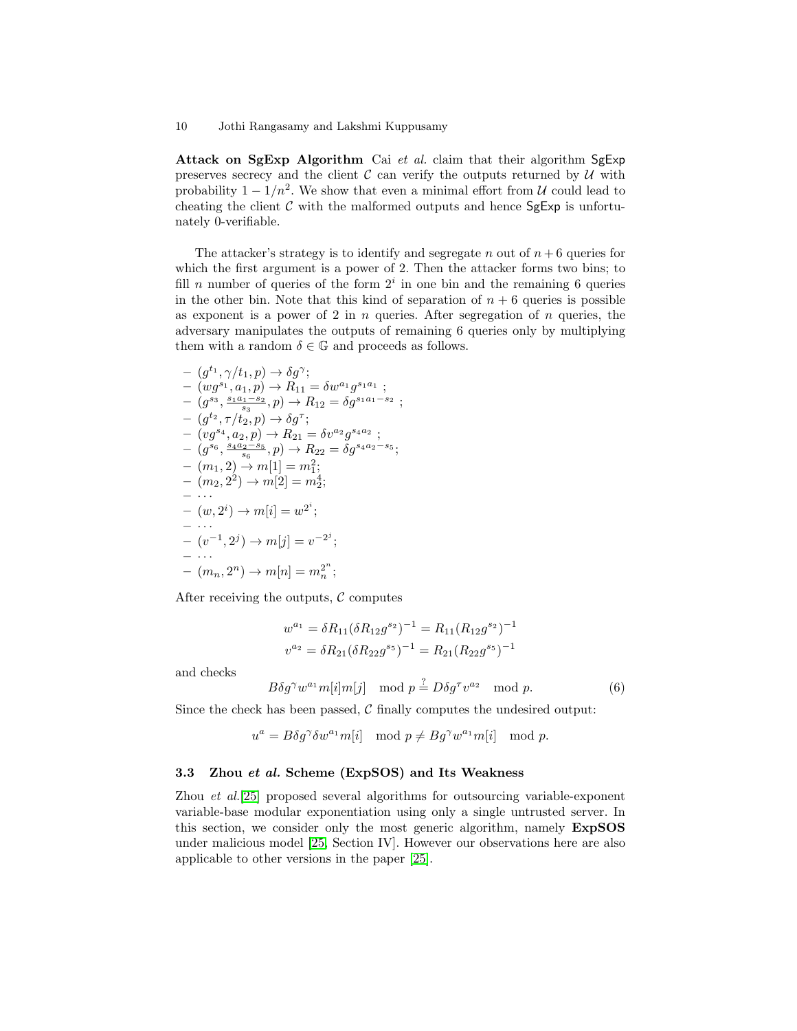**Attack on SgExp Algorithm** Cai *et al.* claim that their algorithm SgExp preserves secrecy and the client $\mathcal{C}$ can verify the outputs returned by $\mathcal{U}$ with probability $1 - 1/n^2$. We show that even a minimal effort from $\mathcal{U}$ could lead to cheating the client $\mathcal{C}$ with the malformed outputs and hence SgExp is unfortunately 0-verifiable.

The attacker's strategy is to identify and segregate $n$ out of $n+6$ queries for which the first argument is a power of 2. Then the attacker forms two bins; to fill $n$ number of queries of the form $2^i$ in one bin and the remaining 6 queries in the other bin. Note that this kind of separation of $n+6$ queries is possible as exponent is a power of 2 in $n$ queries. After segregation of $n$ queries, the adversary manipulates the outputs of remaining 6 queries only by multiplying them with a random $\delta \in \mathbb{G}$ and proceeds as follows.

- $(g^{t_1}, \gamma/t_1, p) \to \delta g^{\gamma}$;
- $(wg^{s_1}, a_1, p) \to R_{11} = \delta w^{a_1} g^{s_1 a_1}$ ;
- $(g^{s_3}, \frac{s_1 a_1 - s_2}{s_3}, p) \to R_{12} = \delta g^{s_1 a_1 - s_2}$ ;
- $(g^{t_2}, \tau/t_2, p) \to \delta g^{\tau}$;
- $(vg^{s_4}, a_2, p) \to R_{21} = \delta v^{a_2} g^{s_4 a_2}$ ;
- $(g^{s_6}, \frac{s_4 a_2 - s_5}{s_6}, p) \to R_{22} = \delta g^{s_4 a_2 - s_5}$;
- $(m_1, 2) \to m[1] = m_1^2$;
- $(m_2, 2^2) \to m[2] = m_2^4$;
- $\cdots$
- $(w, 2^i) \to m[i] = w^{2^i}$;
- $\cdots$
- $(v^{-1}, 2^j) \to m[j] = v^{-2^j}$;
- $\cdots$
- $(m_n, 2^n) \to m[n] = m_n^{2^n}$;

After receiving the outputs, $\mathcal{C}$ computes

$$w^{a_1} = \delta R_{11} (\delta R_{12} g^{s_2})^{-1} = R_{11} (R_{12} g^{s_2})^{-1}$$
$$v^{a_2} = \delta R_{21} (\delta R_{22} g^{s_5})^{-1} = R_{21} (R_{22} g^{s_5})^{-1}$$

and checks

$$B \delta g^{\gamma} w^{a_1} m[i] m[j] \mod p \stackrel{?}{=} D \delta g^{\tau} v^{a_2} \mod p. \tag{6}$$

Since the check has been passed, $\mathcal{C}$ finally computes the undesired output:

$$u^a = B \delta g^{\gamma} \delta w^{a_1} m[i] \mod p \neq B g^{\gamma} w^{a_1} m[i] \mod p.$$

### 3.3 Zhou *et al.* Scheme (ExpSOS) and Its Weakness

Zhou *et al.*[25] proposed several algorithms for outsourcing variable-exponent variable-base modular exponentiation using only a single untrusted server. In this section, we consider only the most generic algorithm, namely **ExpSOS** under malicious model [25, Section IV]. However our observations here are also applicable to other versions in the paper [25].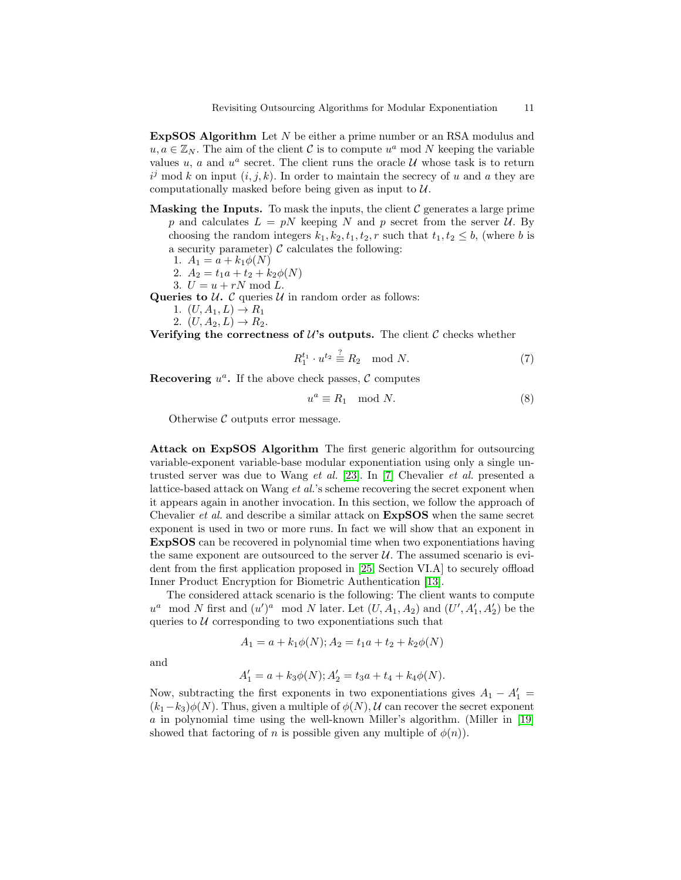**ExpSOS Algorithm** Let $N$ be either a prime number or an RSA modulus and $u, a \in \mathbb{Z}_N$. The aim of the client $\mathcal{C}$ is to compute $u^a \bmod N$ keeping the variable values $u$, $a$ and $u^a$ secret. The client runs the oracle $\mathcal{U}$ whose task is to return $i^j \bmod k$ on input $(i, j, k)$. In order to maintain the secrecy of $u$ and $a$ they are computationally masked before being given as input to $\mathcal{U}$.

**Masking the Inputs.** To mask the inputs, the client $\mathcal{C}$ generates a large prime $p$ and calculates $L = pN$ keeping $N$ and $p$ secret from the server $\mathcal{U}$. By choosing the random integers $k_1, k_2, t_1, t_2, r$ such that $t_1, t_2 \leq b$, (where $b$ is a security parameter) $\mathcal{C}$ calculates the following:

1. $A_1 = a + k_1\phi(N)$
2. $A_2 = t_1 a + t_2 + k_2\phi(N)$
3. $U = u + rN \bmod L$.

**Queries to $\mathcal{U}$.** $\mathcal{C}$ queries $\mathcal{U}$ in random order as follows:

1. $(U, A_1, L) \rightarrow R_1$
2. $(U, A_2, L) \rightarrow R_2$.

**Verifying the correctness of $\mathcal{U}$'s outputs.** The client $\mathcal{C}$ checks whether

$$R_1^{t_1} \cdot u^{t_2} \stackrel{?}{\equiv} R_2 \mod N. \tag{7}$$

**Recovering $u^a$.** If the above check passes, $\mathcal{C}$ computes

$$u^a \equiv R_1 \mod N. \tag{8}$$

Otherwise $\mathcal{C}$ outputs error message.

**Attack on ExpSOS Algorithm** The first generic algorithm for outsourcing variable-exponent variable-base modular exponentiation using only a single untrusted server was due to Wang *et al.* [23]. In [7] Chevalier *et al.* presented a lattice-based attack on Wang *et al.*'s scheme recovering the secret exponent when it appears again in another invocation. In this section, we follow the approach of Chevalier *et al.* and describe a similar attack on **ExpSOS** when the same secret exponent is used in two or more runs. In fact we will show that an exponent in **ExpSOS** can be recovered in polynomial time when two exponentiations having the same exponent are outsourced to the server $\mathcal{U}$. The assumed scenario is evident from the first application proposed in [25, Section VI.A] to securely offload Inner Product Encryption for Biometric Authentication [13].

The considered attack scenario is the following: The client wants to compute $u^a \mod N$ first and $(u')^a \mod N$ later. Let $(U, A_1, A_2)$ and $(U', A_1', A_2')$ be the queries to $\mathcal{U}$ corresponding to two exponentiations such that

$$A_1 = a + k_1\phi(N); A_2 = t_1 a + t_2 + k_2\phi(N)$$

and

$$A_1' = a + k_3\phi(N); A_2' = t_3 a + t_4 + k_4\phi(N).$$

Now, subtracting the first exponents in two exponentiations gives $A_1 - A_1' = (k_1 - k_3)\phi(N)$. Thus, given a multiple of $\phi(N)$, $\mathcal{U}$ can recover the secret exponent $a$ in polynomial time using the well-known Miller's algorithm. (Miller in [19] showed that factoring of $n$ is possible given any multiple of $\phi(n)$).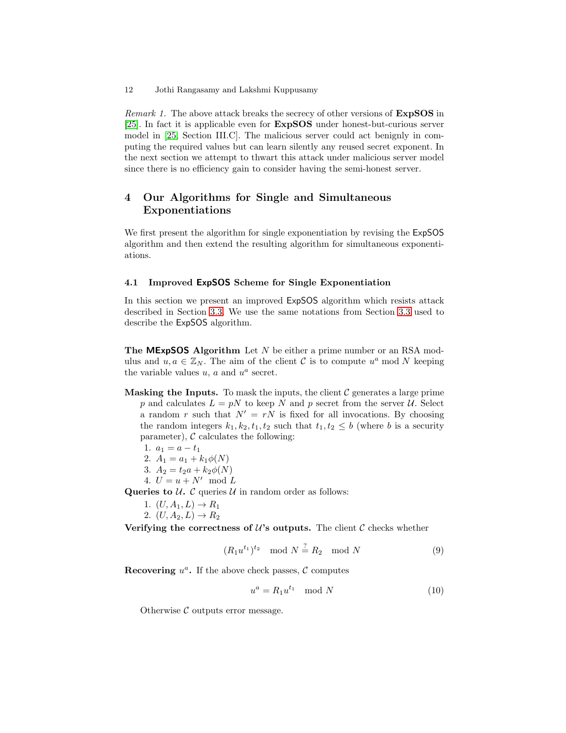*Remark 1.* The above attack breaks the secrecy of other versions of **ExpSOS** in [25]. In fact it is applicable even for **ExpSOS** under honest-but-curious server model in [25, Section III.C]. The malicious server could act benignly in computing the required values but can learn silently any reused secret exponent. In the next section we attempt to thwart this attack under malicious server model since there is no efficiency gain to consider having the semi-honest server.

## 4 Our Algorithms for Single and Simultaneous Exponentiations

We first present the algorithm for single exponentiation by revising the ExpSOS algorithm and then extend the resulting algorithm for simultaneous exponentiations.

### 4.1 Improved ExpSOS Scheme for Single Exponentiation

In this section we present an improved ExpSOS algorithm which resists attack described in Section 3.3. We use the same notations from Section 3.3 used to describe the ExpSOS algorithm.

**The MExpSOS Algorithm** Let $N$ be either a prime number or an RSA modulus and $u, a \in \mathbb{Z}_N$. The aim of the client $\mathcal{C}$ is to compute $u^a \bmod N$ keeping the variable values $u$, $a$ and $u^a$ secret.

**Masking the Inputs.** To mask the inputs, the client $\mathcal{C}$ generates a large prime $p$ and calculates $L = pN$ to keep $N$ and $p$ secret from the server $\mathcal{U}$. Select a random $r$ such that $N' = rN$ is fixed for all invocations. By choosing the random integers $k_1, k_2, t_1, t_2$ such that $t_1, t_2 \leq b$ (where $b$ is a security parameter), $\mathcal{C}$ calculates the following:

1. $a_1 = a - t_1$
2. $A_1 = a_1 + k_1\phi(N)$
3. $A_2 = t_2 a + k_2\phi(N)$
4. $U = u + N' \mod L$

**Queries to $\mathcal{U}$.** $\mathcal{C}$ queries $\mathcal{U}$ in random order as follows:

1. $(U, A_1, L) \rightarrow R_1$
2. $(U, A_2, L) \rightarrow R_2$

**Verifying the correctness of $\mathcal{U}$'s outputs.** The client $\mathcal{C}$ checks whether

$$(R_1 u^{t_1})^{t_2} \mod N \stackrel{?}{=} R_2 \mod N \tag{9}$$

**Recovering $u^a$.** If the above check passes, $\mathcal{C}$ computes

$$u^a = R_1 u^{t_1} \mod N \tag{10}$$

Otherwise $\mathcal{C}$ outputs error message.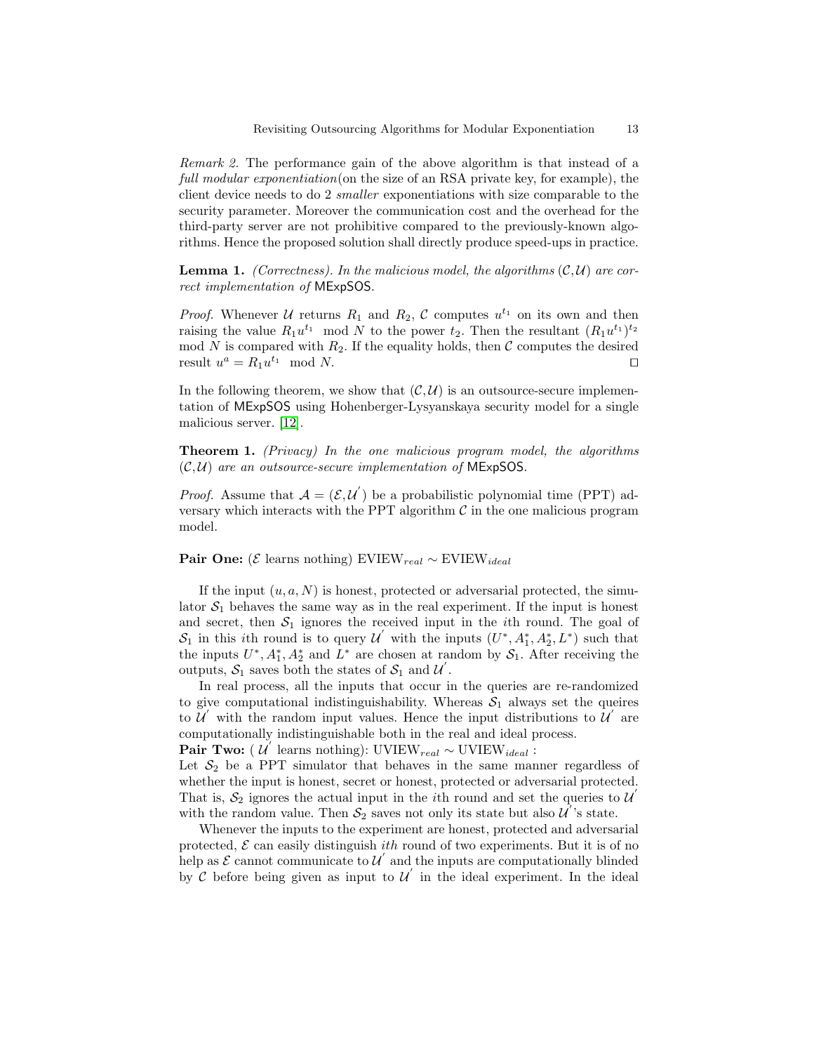*Remark 2.* The performance gain of the above algorithm is that instead of a *full modular exponentiation*(on the size of an RSA private key, for example), the client device needs to do 2 *smaller* exponentiations with size comparable to the security parameter. Moreover the communication cost and the overhead for the third-party server are not prohibitive compared to the previously-known algorithms. Hence the proposed solution shall directly produce speed-ups in practice.

**Lemma 1.** *(Correctness). In the malicious model, the algorithms* $(\mathcal{C},\mathcal{U})$ *are correct implementation of* MExpSOS.

*Proof.* Whenever $\mathcal{U}$ returns $R_1$ and $R_2$, $\mathcal{C}$ computes $u^{t_1}$ on its own and then raising the value $R_1 u^{t_1} \mod N$ to the power $t_2$. Then the resultant $(R_1 u^{t_1})^{t_2} \mod N$ is compared with $R_2$. If the equality holds, then $\mathcal{C}$ computes the desired result $u^a = R_1 u^{t_1} \mod N$. ⊓⊔

In the following theorem, we show that $(\mathcal{C},\mathcal{U})$ is an outsource-secure implementation of MExpSOS using Hohenberger-Lysyanskaya security model for a single malicious server. [12].

**Theorem 1.** *(Privacy) In the one malicious program model, the algorithms* $(\mathcal{C},\mathcal{U})$ *are an outsource-secure implementation of* MExpSOS.

*Proof.* Assume that $\mathcal{A} = (\mathcal{E},\mathcal{U}^{'})$ be a probabilistic polynomial time (PPT) adversary which interacts with the PPT algorithm $\mathcal{C}$ in the one malicious program model.

**Pair One:** ($\mathcal{E}$ learns nothing) $\text{EVIEW}_{real} \sim \text{EVIEW}_{ideal}$

If the input $(u, a, N)$ is honest, protected or adversarial protected, the simulator $\mathcal{S}_1$ behaves the same way as in the real experiment. If the input is honest and secret, then $\mathcal{S}_1$ ignores the received input in the $i$th round. The goal of $\mathcal{S}_1$ in this $i$th round is to query $\mathcal{U}^{'}$ with the inputs $(U^*, A_1^*, A_2^*, L^*)$ such that the inputs $U^*, A_1^*, A_2^*$ and $L^*$ are chosen at random by $\mathcal{S}_1$. After receiving the outputs, $\mathcal{S}_1$ saves both the states of $\mathcal{S}_1$ and $\mathcal{U}^{'}$.

In real process, all the inputs that occur in the queries are re-randomized to give computational indistinguishability. Whereas $\mathcal{S}_1$ always set the queires to $\mathcal{U}^{'}$ with the random input values. Hence the input distributions to $\mathcal{U}^{'}$ are computationally indistinguishable both in the real and ideal process.

**Pair Two:** ( $\mathcal{U}^{'}$ learns nothing): $\text{UVIEW}_{real} \sim \text{UVIEW}_{ideal}$ :

Let $\mathcal{S}_2$ be a PPT simulator that behaves in the same manner regardless of whether the input is honest, secret or honest, protected or adversarial protected. That is, $\mathcal{S}_2$ ignores the actual input in the $i$th round and set the queries to $\mathcal{U}^{'}$ with the random value. Then $\mathcal{S}_2$ saves not only its state but also $\mathcal{U}^{'}$'s state.

Whenever the inputs to the experiment are honest, protected and adversarial protected, $\mathcal{E}$ can easily distinguish $ith$ round of two experiments. But it is of no help as $\mathcal{E}$ cannot communicate to $\mathcal{U}^{'}$ and the inputs are computationally blinded by $\mathcal{C}$ before being given as input to $\mathcal{U}^{'}$ in the ideal experiment. In the ideal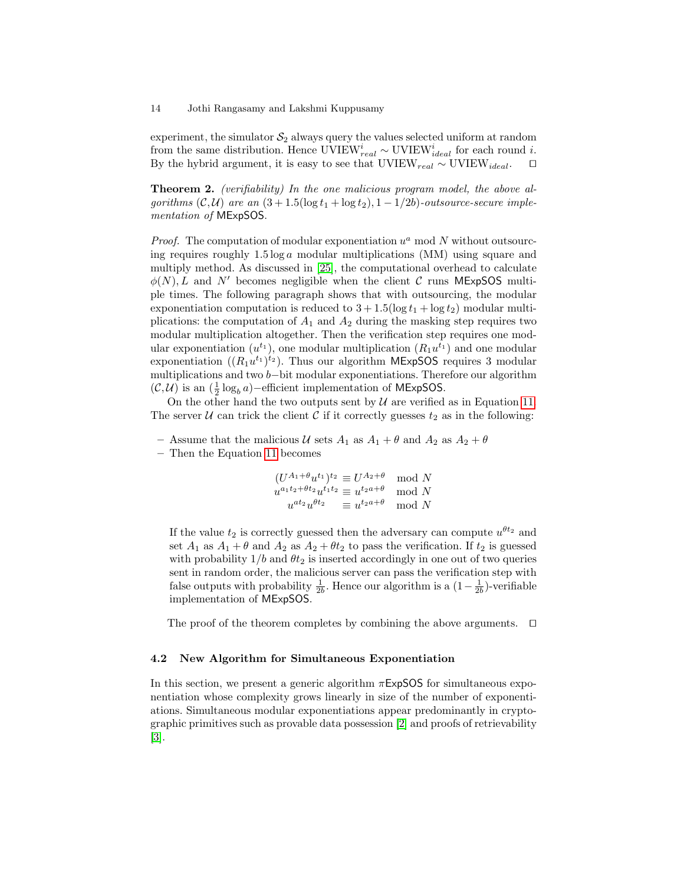experiment, the simulator $\mathcal{S}_2$ always query the values selected uniform at random from the same distribution. Hence $\text{UVIEW}^i_{real} \sim \text{UVIEW}^i_{ideal}$ for each round $i$. By the hybrid argument, it is easy to see that $\text{UVIEW}_{real} \sim \text{UVIEW}_{ideal}$. □

**Theorem 2.** *(verifiability) In the one malicious program model, the above algorithms $(\mathcal{C},\mathcal{U})$ are an $(3+1.5(\log t_1 + \log t_2), 1-1/2b)$-outsource-secure implementation of* MExpSOS.

*Proof.* The computation of modular exponentiation $u^a \bmod N$ without outsourcing requires roughly $1.5 \log a$ modular multiplications (MM) using square and multiply method. As discussed in [25], the computational overhead to calculate $\phi(N), L$ and $N'$ becomes negligible when the client $\mathcal{C}$ runs MExpSOS multiple times. The following paragraph shows that with outsourcing, the modular exponentiation computation is reduced to $3 + 1.5(\log t_1 + \log t_2)$ modular multiplications: the computation of $A_1$ and $A_2$ during the masking step requires two modular multiplication altogether. Then the verification step requires one modular exponentiation ($u^{t_1}$), one modular multiplication ($R_1 u^{t_1}$) and one modular exponentiation ($(R_1 u^{t_1})^{t_2}$). Thus our algorithm MExpSOS requires 3 modular multiplications and two $b-$bit modular exponentiations. Therefore our algorithm $(\mathcal{C},\mathcal{U})$ is an $(\frac{1}{2}\log_b a)-$efficient implementation of MExpSOS.

On the other hand the two outputs sent by $\mathcal{U}$ are verified as in Equation 11. The server $\mathcal{U}$ can trick the client $\mathcal{C}$ if it correctly guesses $t_2$ as in the following:

- Assume that the malicious $\mathcal{U}$ sets $A_1$ as $A_1 + \theta$ and $A_2$ as $A_2 + \theta$
- Then the Equation 11 becomes

$$
\begin{aligned}
(U^{A_1+\theta} u^{t_1})^{t_2} &\equiv U^{A_2+\theta} \mod N \\
u^{a_1 t_2 + \theta t_2} u^{t_1 t_2} &\equiv u^{t_2 a + \theta} \mod N \\
u^{a t_2} u^{\theta t_2} &\equiv u^{t_2 a + \theta} \mod N
\end{aligned}
$$

If the value $t_2$ is correctly guessed then the adversary can compute $u^{\theta t_2}$ and set $A_1$ as $A_1 + \theta$ and $A_2$ as $A_2 + \theta t_2$ to pass the verification. If $t_2$ is guessed with probability $1/b$ and $\theta t_2$ is inserted accordingly in one out of two queries sent in random order, the malicious server can pass the verification step with false outputs with probability $\frac{1}{2b}$. Hence our algorithm is a $(1 - \frac{1}{2b})$-verifiable implementation of MExpSOS.

The proof of the theorem completes by combining the above arguments. □

### 4.2 New Algorithm for Simultaneous Exponentiation

In this section, we present a generic algorithm $\pi$ExpSOS for simultaneous exponentiation whose complexity grows linearly in size of the number of exponentiations. Simultaneous modular exponentiations appear predominantly in cryptographic primitives such as provable data possession [2] and proofs of retrievability [3].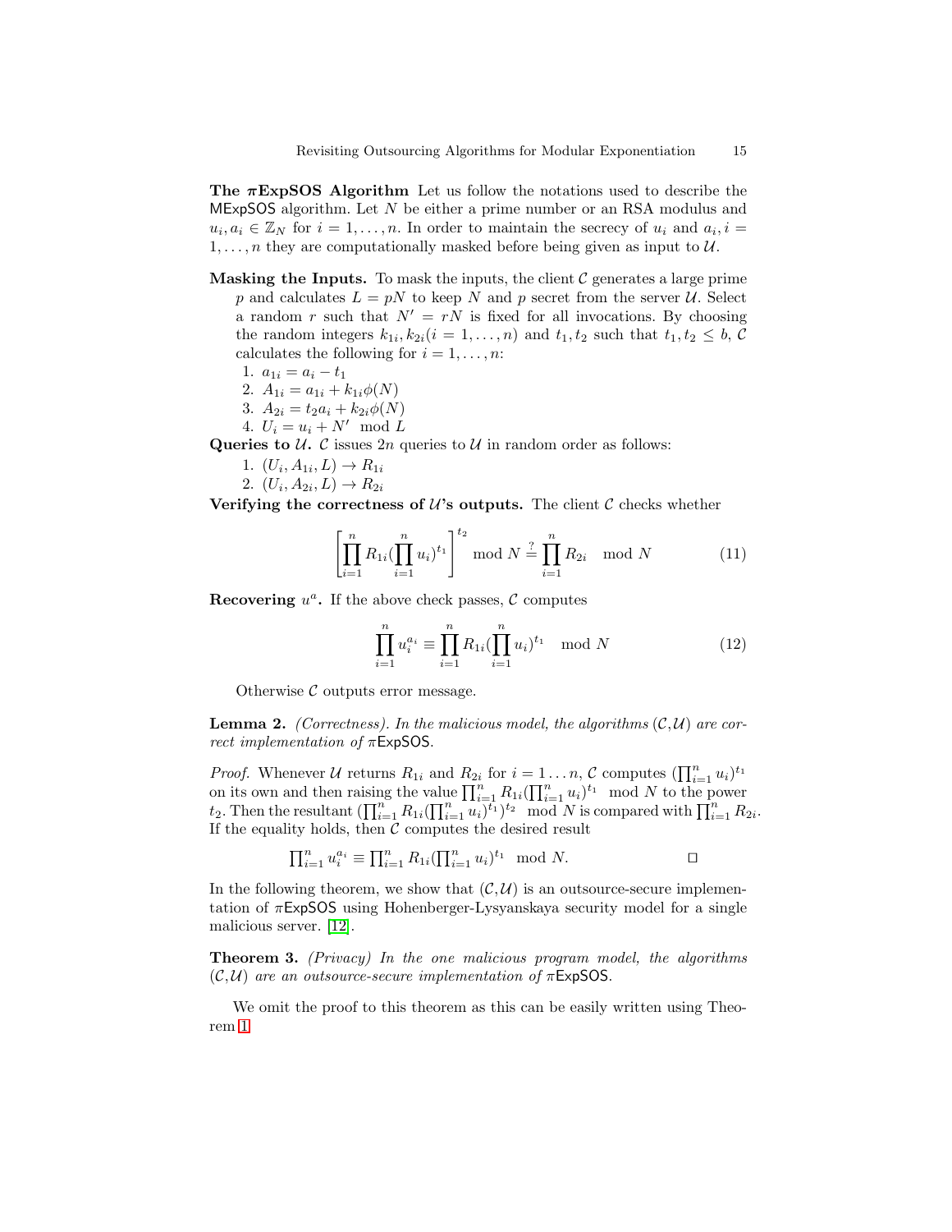**The $\pi$ExpSOS Algorithm** Let us follow the notations used to describe the MExpSOS algorithm. Let $N$ be either a prime number or an RSA modulus and $u_i, a_i \in \mathbb{Z}_N$ for $i = 1, \ldots, n$. In order to maintain the secrecy of $u_i$ and $a_i, i = 1, \ldots, n$ they are computationally masked before being given as input to $\mathcal{U}$.

**Masking the Inputs.** To mask the inputs, the client $\mathcal{C}$ generates a large prime $p$ and calculates $L = pN$ to keep $N$ and $p$ secret from the server $\mathcal{U}$. Select a random $r$ such that $N' = rN$ is fixed for all invocations. By choosing the random integers $k_{1i}, k_{2i} (i = 1, \ldots, n)$ and $t_1, t_2$ such that $t_1, t_2 \leq b$, $\mathcal{C}$ calculates the following for $i = 1, \ldots, n$:

1. $a_{1i} = a_i - t_1$
2. $A_{1i} = a_{1i} + k_{1i}\phi(N)$
3. $A_{2i} = t_2 a_i + k_{2i}\phi(N)$
4. $U_i = u_i + N' \mod L$

**Queries to $\mathcal{U}$.** $\mathcal{C}$ issues $2n$ queries to $\mathcal{U}$ in random order as follows:

1. $(U_i, A_{1i}, L) \to R_{1i}$
2. $(U_i, A_{2i}, L) \to R_{2i}$

**Verifying the correctness of $\mathcal{U}$'s outputs.** The client $\mathcal{C}$ checks whether

$$\left[\prod_{i=1}^{n} R_{1i}(\prod_{i=1}^{n} u_i)^{t_1}\right]^{t_2} \mod N \stackrel{?}{=} \prod_{i=1}^{n} R_{2i} \mod N \tag{11}$$

**Recovering $u^a$.** If the above check passes, $\mathcal{C}$ computes

$$\prod_{i=1}^{n} u_i^{a_i} \equiv \prod_{i=1}^{n} R_{1i}(\prod_{i=1}^{n} u_i)^{t_1} \mod N \tag{12}$$

Otherwise $\mathcal{C}$ outputs error message.

**Lemma 2.** *(Correctness). In the malicious model, the algorithms $(\mathcal{C},\mathcal{U})$ are correct implementation of $\pi$ExpSOS.*

*Proof.* Whenever $\mathcal{U}$ returns $R_{1i}$ and $R_{2i}$ for $i = 1 \ldots n$, $\mathcal{C}$ computes $(\prod_{i=1}^{n} u_i)^{t_1}$ on its own and then raising the value $\prod_{i=1}^{n} R_{1i}(\prod_{i=1}^{n} u_i)^{t_1} \mod N$ to the power $t_2$. Then the resultant $(\prod_{i=1}^{n} R_{1i}(\prod_{i=1}^{n} u_i)^{t_1})^{t_2} \mod N$ is compared with $\prod_{i=1}^{n} R_{2i}$. If the equality holds, then $\mathcal{C}$ computes the desired result

$$\prod_{i=1}^{n} u_i^{a_i} \equiv \prod_{i=1}^{n} R_{1i}(\prod_{i=1}^{n} u_i)^{t_1} \mod N.$$

□

In the following theorem, we show that $(\mathcal{C},\mathcal{U})$ is an outsource-secure implementation of $\pi$ExpSOS using Hohenberger-Lysyanskaya security model for a single malicious server. [12].

**Theorem 3.** *(Privacy) In the one malicious program model, the algorithms $(\mathcal{C},\mathcal{U})$ are an outsource-secure implementation of $\pi$ExpSOS.*

We omit the proof to this theorem as this can be easily written using Theorem 1.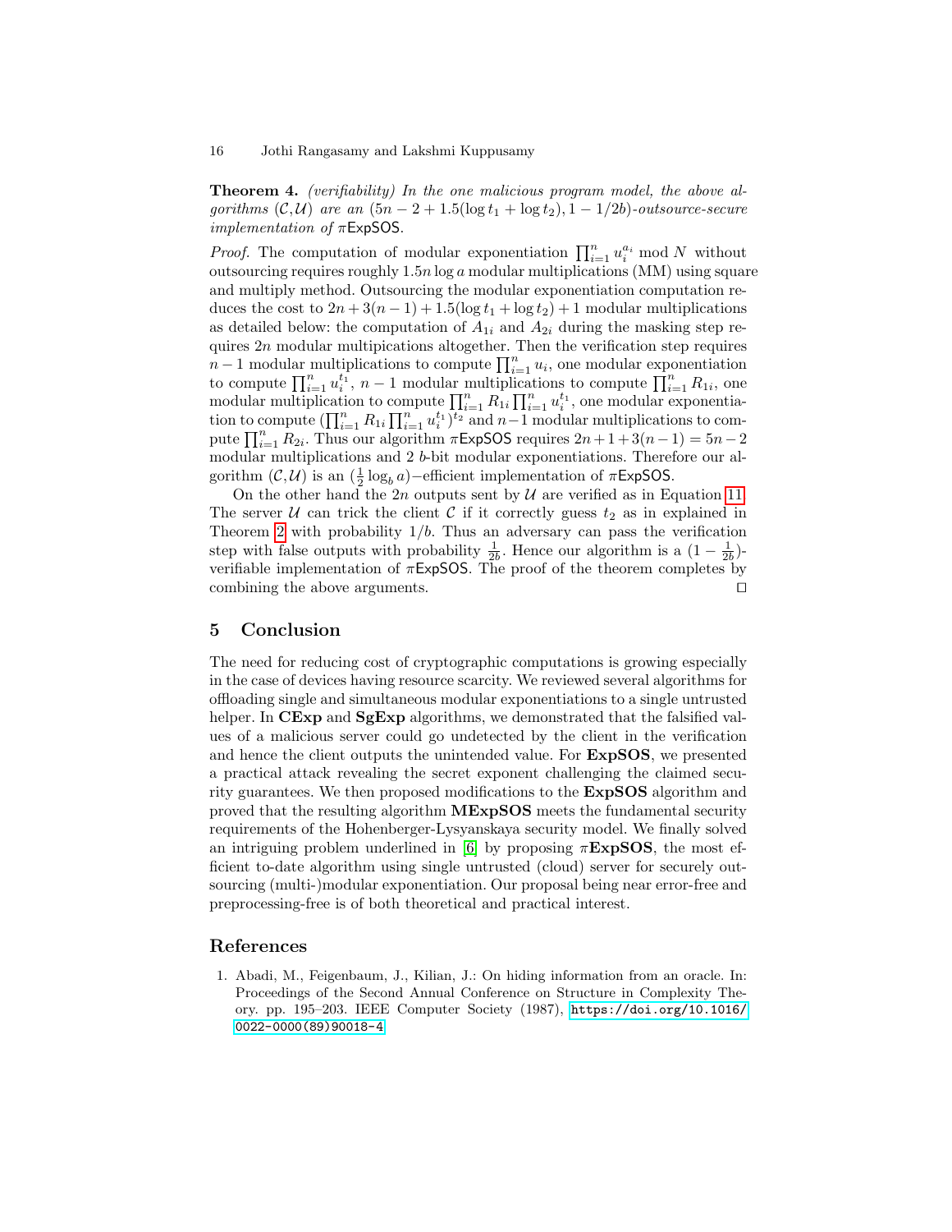**Theorem 4.** *(verifiability) In the one malicious program model, the above algorithms* $(\mathcal{C}, \mathcal{U})$ *are an* $(5n - 2 + 1.5(\log t_1 + \log t_2), 1 - 1/2b)$*-outsource-secure implementation of* $\pi$ExpSOS.

*Proof.* The computation of modular exponentiation $\prod_{i=1}^{n} u_i^{a_i} \bmod N$ without outsourcing requires roughly $1.5n \log a$ modular multiplications (MM) using square and multiply method. Outsourcing the modular exponentiation computation reduces the cost to $2n + 3(n-1) + 1.5(\log t_1 + \log t_2) + 1$ modular multiplications as detailed below: the computation of $A_{1i}$ and $A_{2i}$ during the masking step requires $2n$ modular multipications altogether. Then the verification step requires $n - 1$ modular multiplications to compute $\prod_{i=1}^{n} u_i$, one modular exponentiation to compute $\prod_{i=1}^{n} u_i^{t_1}$, $n - 1$ modular multiplications to compute $\prod_{i=1}^{n} R_{1i}$, one modular multiplication to compute $\prod_{i=1}^{n} R_{1i} \prod_{i=1}^{n} u_i^{t_1}$, one modular exponentiation to compute $(\prod_{i=1}^{n} R_{1i} \prod_{i=1}^{n} u_i^{t_1})^{t_2}$ and $n-1$ modular multiplications to compute $\prod_{i=1}^{n} R_{2i}$. Thus our algorithm $\pi$ExpSOS requires $2n + 1 + 3(n-1) = 5n - 2$ modular multiplications and 2 $b$-bit modular exponentiations. Therefore our algorithm $(\mathcal{C}, \mathcal{U})$ is an $(\frac{1}{2} \log_b a)-$efficient implementation of $\pi$ExpSOS.

On the other hand the $2n$ outputs sent by $\mathcal{U}$ are verified as in Equation 11. The server $\mathcal{U}$ can trick the client $\mathcal{C}$ if it correctly guess $t_2$ as in explained in Theorem 2 with probability $1/b$. Thus an adversary can pass the verification step with false outputs with probability $\frac{1}{2b}$. Hence our algorithm is a $(1 - \frac{1}{2b})$-verifiable implementation of $\pi$ExpSOS. The proof of the theorem completes by combining the above arguments. □

## 5 Conclusion

The need for reducing cost of cryptographic computations is growing especially in the case of devices having resource scarcity. We reviewed several algorithms for offloading single and simultaneous modular exponentiations to a single untrusted helper. In **CExp** and **SgExp** algorithms, we demonstrated that the falsified values of a malicious server could go undetected by the client in the verification and hence the client outputs the unintended value. For **ExpSOS**, we presented a practical attack revealing the secret exponent challenging the claimed security guarantees. We then proposed modifications to the **ExpSOS** algorithm and proved that the resulting algorithm **MExpSOS** meets the fundamental security requirements of the Hohenberger-Lysyanskaya security model. We finally solved an intriguing problem underlined in [6] by proposing $\pi$**ExpSOS**, the most efficient to-date algorithm using single untrusted (cloud) server for securely outsourcing (multi-)modular exponentiation. Our proposal being near error-free and preprocessing-free is of both theoretical and practical interest.

## References

1. Abadi, M., Feigenbaum, J., Kilian, J.: On hiding information from an oracle. In: Proceedings of the Second Annual Conference on Structure in Complexity Theory. pp. 195–203. IEEE Computer Society (1987), https://doi.org/10.1016/0022-0000(89)90018-4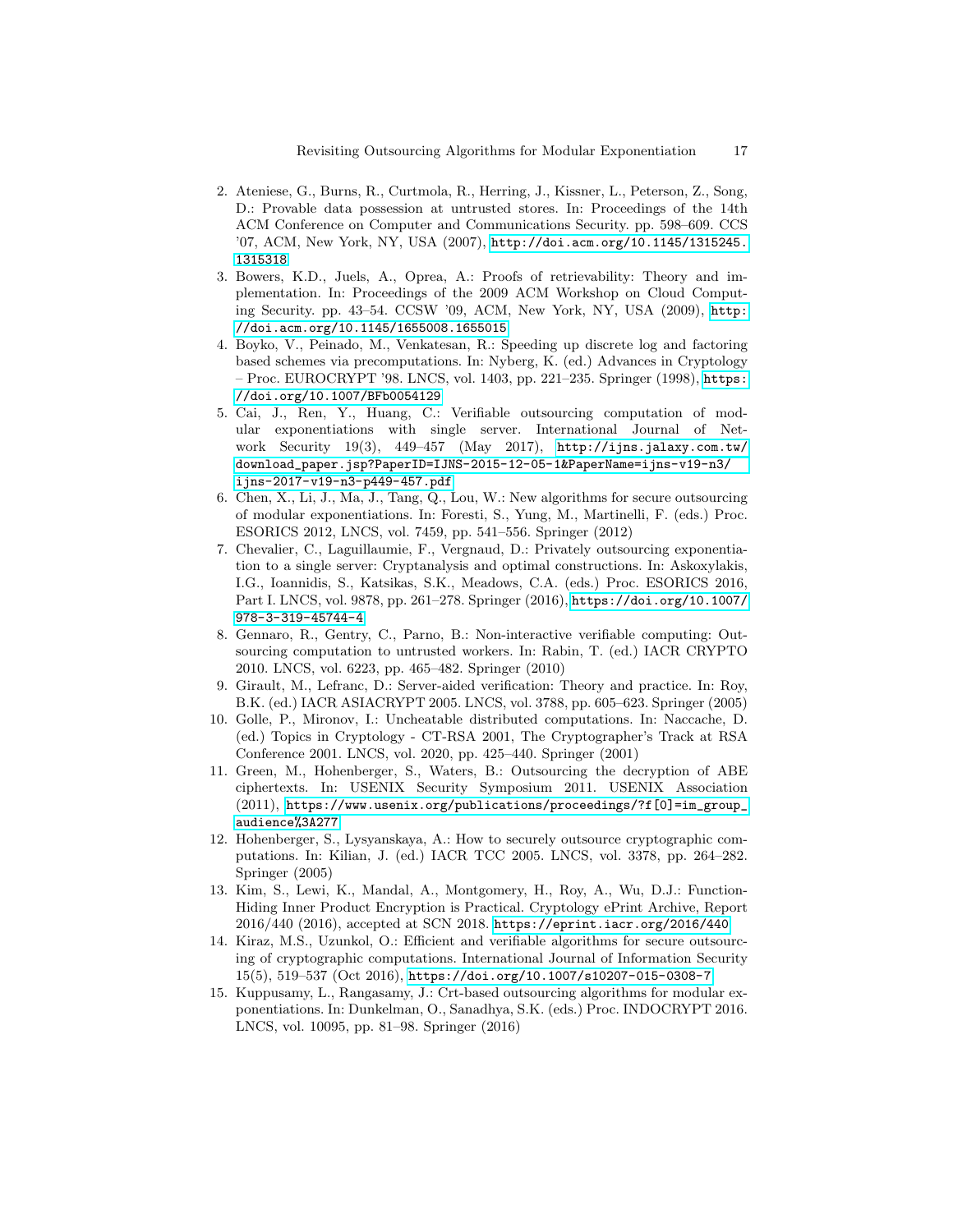2. Ateniese, G., Burns, R., Curtmola, R., Herring, J., Kissner, L., Peterson, Z., Song, D.: Provable data possession at untrusted stores. In: Proceedings of the 14th ACM Conference on Computer and Communications Security. pp. 598–609. CCS '07, ACM, New York, NY, USA (2007), http://doi.acm.org/10.1145/1315245.1315318
3. Bowers, K.D., Juels, A., Oprea, A.: Proofs of retrievability: Theory and implementation. In: Proceedings of the 2009 ACM Workshop on Cloud Computing Security. pp. 43–54. CCSW '09, ACM, New York, NY, USA (2009), http://doi.acm.org/10.1145/1655008.1655015
4. Boyko, V., Peinado, M., Venkatesan, R.: Speeding up discrete log and factoring based schemes via precomputations. In: Nyberg, K. (ed.) Advances in Cryptology – Proc. EUROCRYPT '98. LNCS, vol. 1403, pp. 221–235. Springer (1998), https://doi.org/10.1007/BFb0054129
5. Cai, J., Ren, Y., Huang, C.: Verifiable outsourcing computation of modular exponentiations with single server. International Journal of Network Security 19(3), 449–457 (May 2017), http://ijns.jalaxy.com.tw/download_paper.jsp?PaperID=IJNS-2015-12-05-1&PaperName=ijns-v19-n3/ijns-2017-v19-n3-p449-457.pdf
6. Chen, X., Li, J., Ma, J., Tang, Q., Lou, W.: New algorithms for secure outsourcing of modular exponentiations. In: Foresti, S., Yung, M., Martinelli, F. (eds.) Proc. ESORICS 2012, LNCS, vol. 7459, pp. 541–556. Springer (2012)
7. Chevalier, C., Laguillaumie, F., Vergnaud, D.: Privately outsourcing exponentiation to a single server: Cryptanalysis and optimal constructions. In: Askoxylakis, I.G., Ioannidis, S., Katsikas, S.K., Meadows, C.A. (eds.) Proc. ESORICS 2016, Part I. LNCS, vol. 9878, pp. 261–278. Springer (2016), https://doi.org/10.1007/978-3-319-45744-4
8. Gennaro, R., Gentry, C., Parno, B.: Non-interactive verifiable computing: Outsourcing computation to untrusted workers. In: Rabin, T. (ed.) IACR CRYPTO 2010. LNCS, vol. 6223, pp. 465–482. Springer (2010)
9. Girault, M., Lefranc, D.: Server-aided verification: Theory and practice. In: Roy, B.K. (ed.) IACR ASIACRYPT 2005. LNCS, vol. 3788, pp. 605–623. Springer (2005)
10. Golle, P., Mironov, I.: Uncheatable distributed computations. In: Naccache, D. (ed.) Topics in Cryptology - CT-RSA 2001, The Cryptographer's Track at RSA Conference 2001. LNCS, vol. 2020, pp. 425–440. Springer (2001)
11. Green, M., Hohenberger, S., Waters, B.: Outsourcing the decryption of ABE ciphertexts. In: USENIX Security Symposium 2011. USENIX Association (2011), https://www.usenix.org/publications/proceedings/?f[0]=im_group_audience%3A277
12. Hohenberger, S., Lysyanskaya, A.: How to securely outsource cryptographic computations. In: Kilian, J. (ed.) IACR TCC 2005. LNCS, vol. 3378, pp. 264–282. Springer (2005)
13. Kim, S., Lewi, K., Mandal, A., Montgomery, H., Roy, A., Wu, D.J.: Function-Hiding Inner Product Encryption is Practical. Cryptology ePrint Archive, Report 2016/440 (2016), accepted at SCN 2018. https://eprint.iacr.org/2016/440
14. Kiraz, M.S., Uzunkol, O.: Efficient and verifiable algorithms for secure outsourcing of cryptographic computations. International Journal of Information Security 15(5), 519–537 (Oct 2016), https://doi.org/10.1007/s10207-015-0308-7
15. Kuppusamy, L., Rangasamy, J.: Crt-based outsourcing algorithms for modular exponentiations. In: Dunkelman, O., Sanadhya, S.K. (eds.) Proc. INDOCRYPT 2016. LNCS, vol. 10095, pp. 81–98. Springer (2016)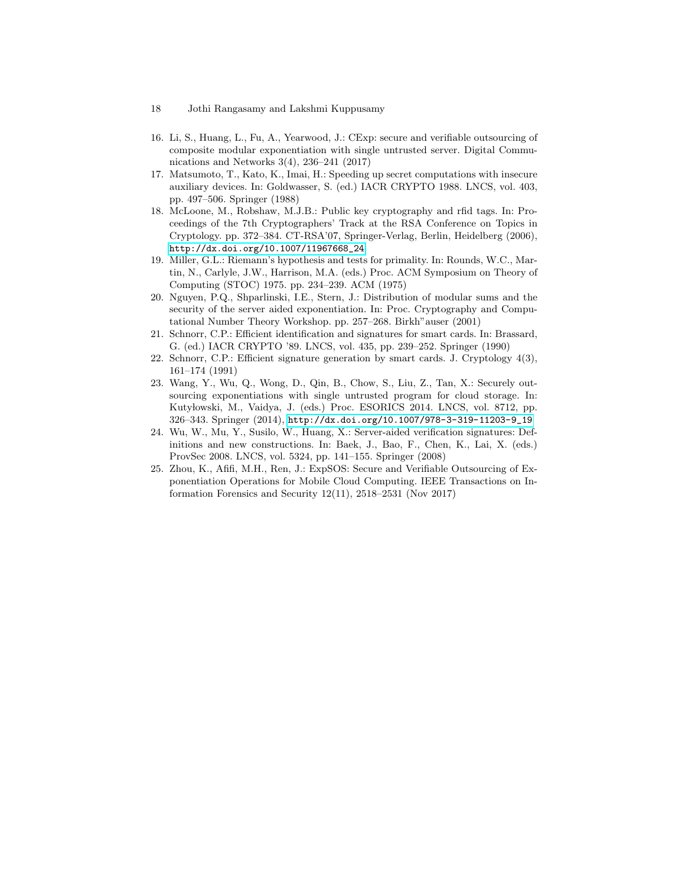16. Li, S., Huang, L., Fu, A., Yearwood, J.: CExp: secure and verifiable outsourcing of composite modular exponentiation with single untrusted server. Digital Communications and Networks 3(4), 236–241 (2017)
17. Matsumoto, T., Kato, K., Imai, H.: Speeding up secret computations with insecure auxiliary devices. In: Goldwasser, S. (ed.) IACR CRYPTO 1988. LNCS, vol. 403, pp. 497–506. Springer (1988)
18. McLoone, M., Robshaw, M.J.B.: Public key cryptography and rfid tags. In: Proceedings of the 7th Cryptographers' Track at the RSA Conference on Topics in Cryptology. pp. 372–384. CT-RSA'07, Springer-Verlag, Berlin, Heidelberg (2006), http://dx.doi.org/10.1007/11967668_24
19. Miller, G.L.: Riemann's hypothesis and tests for primality. In: Rounds, W.C., Martin, N., Carlyle, J.W., Harrison, M.A. (eds.) Proc. ACM Symposium on Theory of Computing (STOC) 1975. pp. 234–239. ACM (1975)
20. Nguyen, P.Q., Shparlinski, I.E., Stern, J.: Distribution of modular sums and the security of the server aided exponentiation. In: Proc. Cryptography and Computational Number Theory Workshop. pp. 257–268. Birkh"auser (2001)
21. Schnorr, C.P.: Efficient identification and signatures for smart cards. In: Brassard, G. (ed.) IACR CRYPTO '89. LNCS, vol. 435, pp. 239–252. Springer (1990)
22. Schnorr, C.P.: Efficient signature generation by smart cards. J. Cryptology 4(3), 161–174 (1991)
23. Wang, Y., Wu, Q., Wong, D., Qin, B., Chow, S., Liu, Z., Tan, X.: Securely outsourcing exponentiations with single untrusted program for cloud storage. In: Kutyłowski, M., Vaidya, J. (eds.) Proc. ESORICS 2014. LNCS, vol. 8712, pp. 326–343. Springer (2014), http://dx.doi.org/10.1007/978-3-319-11203-9_19
24. Wu, W., Mu, Y., Susilo, W., Huang, X.: Server-aided verification signatures: Definitions and new constructions. In: Baek, J., Bao, F., Chen, K., Lai, X. (eds.) ProvSec 2008. LNCS, vol. 5324, pp. 141–155. Springer (2008)
25. Zhou, K., Afifi, M.H., Ren, J.: ExpSOS: Secure and Verifiable Outsourcing of Exponentiation Operations for Mobile Cloud Computing. IEEE Transactions on Information Forensics and Security 12(11), 2518–2531 (Nov 2017)